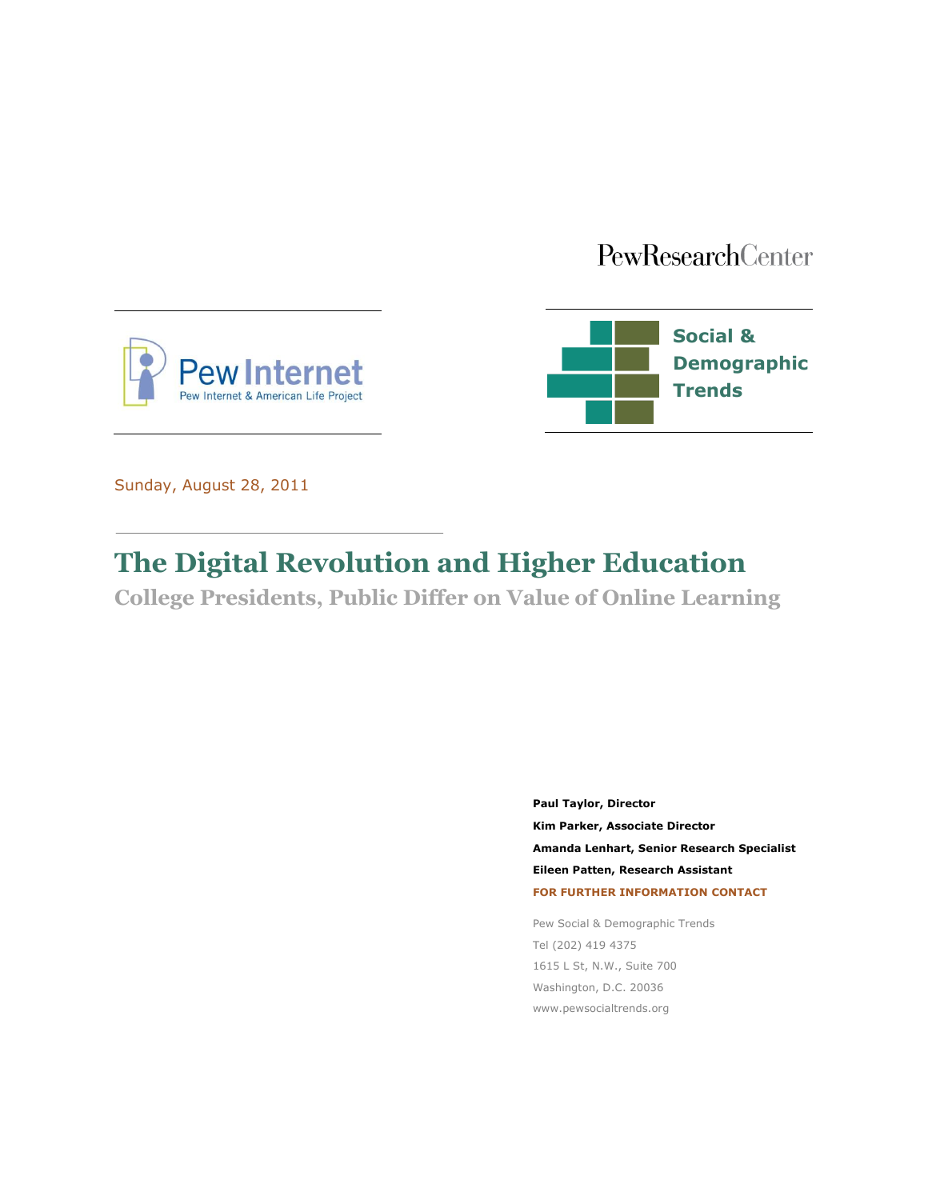PewResearchCenter

Pew Internet
Pew Internet & American Life Project

Social & Demographic Trends

Sunday, August 28, 2011

# The Digital Revolution and Higher Education

## College Presidents, Public Differ on Value of Online Learning

**Paul Taylor, Director**

**Kim Parker, Associate Director**

**Amanda Lenhart, Senior Research Specialist**

**Eileen Patten, Research Assistant**

**FOR FURTHER INFORMATION CONTACT**

Pew Social & Demographic Trends

Tel (202) 419 4375

1615 L St, N.W., Suite 700

Washington, D.C. 20036

www.pewsocialtrends.org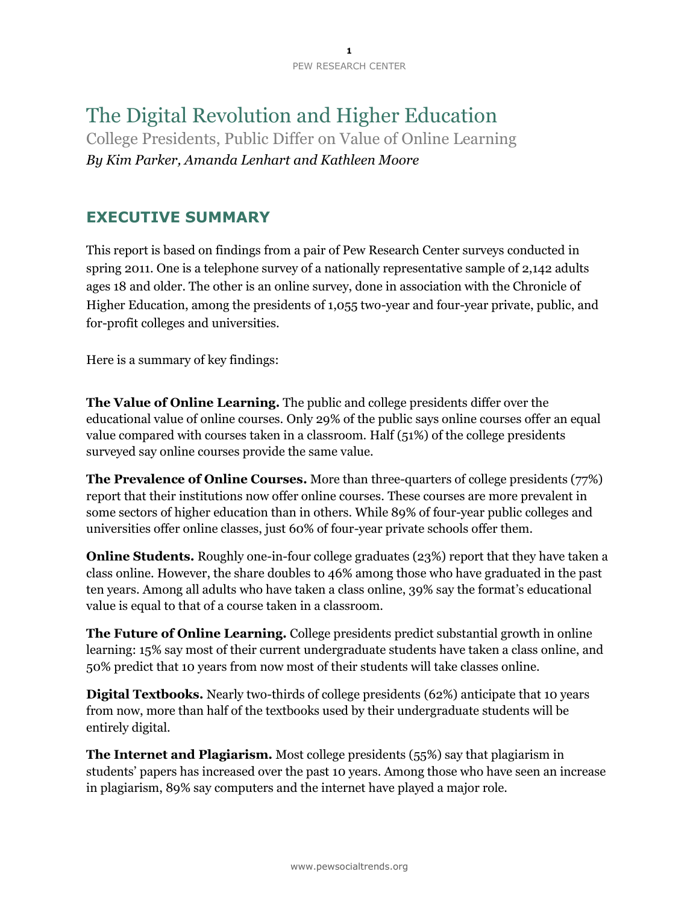# The Digital Revolution and Higher Education

College Presidents, Public Differ on Value of Online Learning

*By Kim Parker, Amanda Lenhart and Kathleen Moore*

## EXECUTIVE SUMMARY

This report is based on findings from a pair of Pew Research Center surveys conducted in spring 2011. One is a telephone survey of a nationally representative sample of 2,142 adults ages 18 and older. The other is an online survey, done in association with the Chronicle of Higher Education, among the presidents of 1,055 two-year and four-year private, public, and for-profit colleges and universities.

Here is a summary of key findings:

**The Value of Online Learning.** The public and college presidents differ over the educational value of online courses. Only 29% of the public says online courses offer an equal value compared with courses taken in a classroom. Half (51%) of the college presidents surveyed say online courses provide the same value.

**The Prevalence of Online Courses.** More than three-quarters of college presidents (77%) report that their institutions now offer online courses. These courses are more prevalent in some sectors of higher education than in others. While 89% of four-year public colleges and universities offer online classes, just 60% of four-year private schools offer them.

**Online Students.** Roughly one-in-four college graduates (23%) report that they have taken a class online. However, the share doubles to 46% among those who have graduated in the past ten years. Among all adults who have taken a class online, 39% say the format's educational value is equal to that of a course taken in a classroom.

**The Future of Online Learning.** College presidents predict substantial growth in online learning: 15% say most of their current undergraduate students have taken a class online, and 50% predict that 10 years from now most of their students will take classes online.

**Digital Textbooks.** Nearly two-thirds of college presidents (62%) anticipate that 10 years from now, more than half of the textbooks used by their undergraduate students will be entirely digital.

**The Internet and Plagiarism.** Most college presidents (55%) say that plagiarism in students' papers has increased over the past 10 years. Among those who have seen an increase in plagiarism, 89% say computers and the internet have played a major role.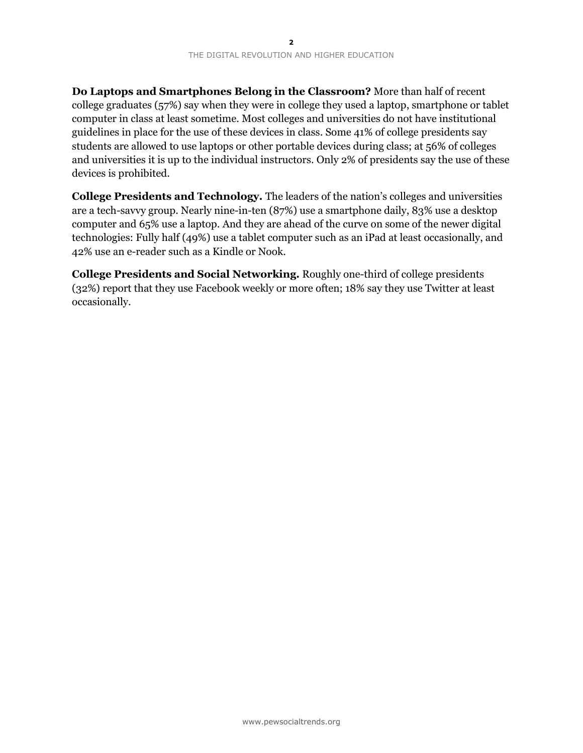**Do Laptops and Smartphones Belong in the Classroom?** More than half of recent college graduates (57%) say when they were in college they used a laptop, smartphone or tablet computer in class at least sometime. Most colleges and universities do not have institutional guidelines in place for the use of these devices in class. Some 41% of college presidents say students are allowed to use laptops or other portable devices during class; at 56% of colleges and universities it is up to the individual instructors. Only 2% of presidents say the use of these devices is prohibited.

**College Presidents and Technology.** The leaders of the nation's colleges and universities are a tech-savvy group. Nearly nine-in-ten (87%) use a smartphone daily, 83% use a desktop computer and 65% use a laptop. And they are ahead of the curve on some of the newer digital technologies: Fully half (49%) use a tablet computer such as an iPad at least occasionally, and 42% use an e-reader such as a Kindle or Nook.

**College Presidents and Social Networking.** Roughly one-third of college presidents (32%) report that they use Facebook weekly or more often; 18% say they use Twitter at least occasionally.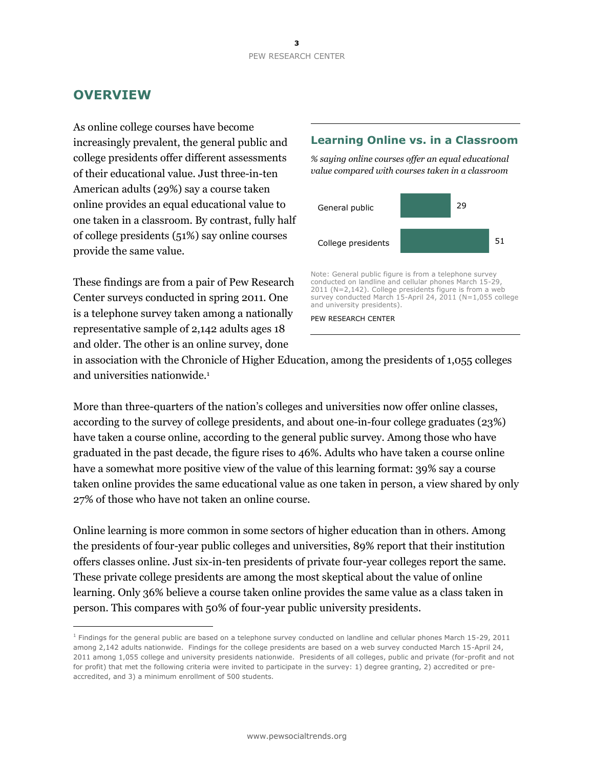## OVERVIEW

As online college courses have become increasingly prevalent, the general public and college presidents offer different assessments of their educational value. Just three-in-ten American adults (29%) say a course taken online provides an equal educational value to one taken in a classroom. By contrast, fully half of college presidents (51%) say online courses provide the same value.

**Learning Online vs. in a Classroom**

*% saying online courses offer an equal educational value compared with courses taken in a classroom*

| | % |
|---|---|
| General public | 29 |
| College presidents | 51 |

Note: General public figure is from a telephone survey conducted on landline and cellular phones March 15-29, 2011 (N=2,142). College presidents figure is from a web survey conducted March 15-April 24, 2011 (N=1,055 college and university presidents).

PEW RESEARCH CENTER

These findings are from a pair of Pew Research Center surveys conducted in spring 2011. One is a telephone survey taken among a nationally representative sample of 2,142 adults ages 18 and older. The other is an online survey, done in association with the Chronicle of Higher Education, among the presidents of 1,055 colleges and universities nationwide.[1]

More than three-quarters of the nation's colleges and universities now offer online classes, according to the survey of college presidents, and about one-in-four college graduates (23%) have taken a course online, according to the general public survey. Among those who have graduated in the past decade, the figure rises to 46%. Adults who have taken a course online have a somewhat more positive view of the value of this learning format: 39% say a course taken online provides the same educational value as one taken in person, a view shared by only 27% of those who have not taken an online course.

Online learning is more common in some sectors of higher education than in others. Among the presidents of four-year public colleges and universities, 89% report that their institution offers classes online. Just six-in-ten presidents of private four-year colleges report the same. These private college presidents are among the most skeptical about the value of online learning. Only 36% believe a course taken online provides the same value as a class taken in person. This compares with 50% of four-year public university presidents.

---

[1] Findings for the general public are based on a telephone survey conducted on landline and cellular phones March 15-29, 2011 among 2,142 adults nationwide. Findings for the college presidents are based on a web survey conducted March 15-April 24, 2011 among 1,055 college and university presidents nationwide. Presidents of all colleges, public and private (for-profit and not for profit) that met the following criteria were invited to participate in the survey: 1) degree granting, 2) accredited or pre-accredited, and 3) a minimum enrollment of 500 students.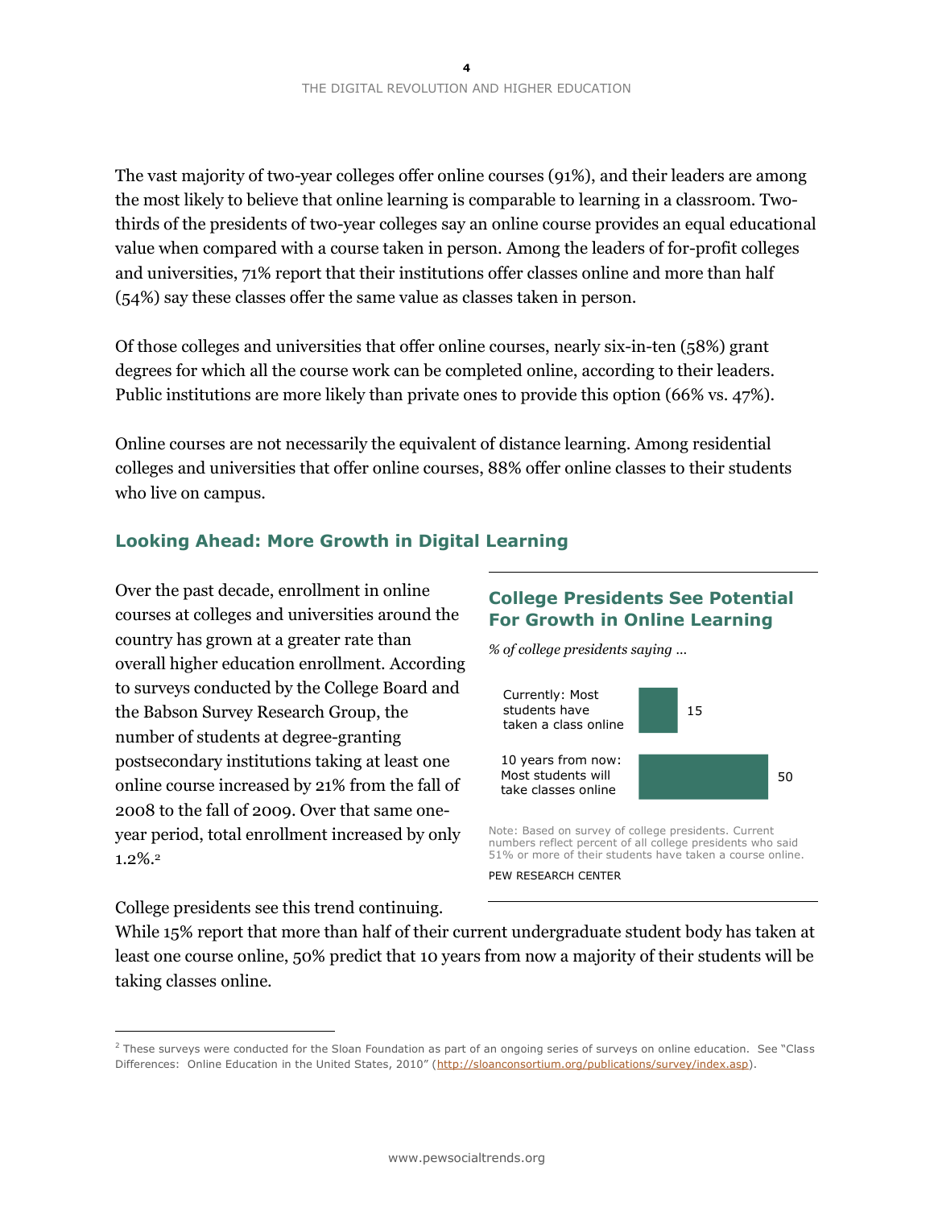The vast majority of two-year colleges offer online courses (91%), and their leaders are among the most likely to believe that online learning is comparable to learning in a classroom. Two-thirds of the presidents of two-year colleges say an online course provides an equal educational value when compared with a course taken in person. Among the leaders of for-profit colleges and universities, 71% report that their institutions offer classes online and more than half (54%) say these classes offer the same value as classes taken in person.

Of those colleges and universities that offer online courses, nearly six-in-ten (58%) grant degrees for which all the course work can be completed online, according to their leaders. Public institutions are more likely than private ones to provide this option (66% vs. 47%).

Online courses are not necessarily the equivalent of distance learning. Among residential colleges and universities that offer online courses, 88% offer online classes to their students who live on campus.

## Looking Ahead: More Growth in Digital Learning

Over the past decade, enrollment in online courses at colleges and universities around the country has grown at a greater rate than overall higher education enrollment. According to surveys conducted by the College Board and the Babson Survey Research Group, the number of students at degree-granting postsecondary institutions taking at least one online course increased by 21% from the fall of 2008 to the fall of 2009. Over that same one-year period, total enrollment increased by only 1.2%.[2]

### College Presidents See Potential For Growth in Online Learning

*% of college presidents saying ...*

| | % |
|---|---|
| Currently: Most students have taken a class online | 15 |
| 10 years from now: Most students will take classes online | 50 |

Note: Based on survey of college presidents. Current numbers reflect percent of all college presidents who said 51% or more of their students have taken a course online.

PEW RESEARCH CENTER

College presidents see this trend continuing. While 15% report that more than half of their current undergraduate student body has taken at least one course online, 50% predict that 10 years from now a majority of their students will be taking classes online.

---

[2] These surveys were conducted for the Sloan Foundation as part of an ongoing series of surveys on online education. See "Class Differences: Online Education in the United States, 2010" (http://sloanconsortium.org/publications/survey/index.asp).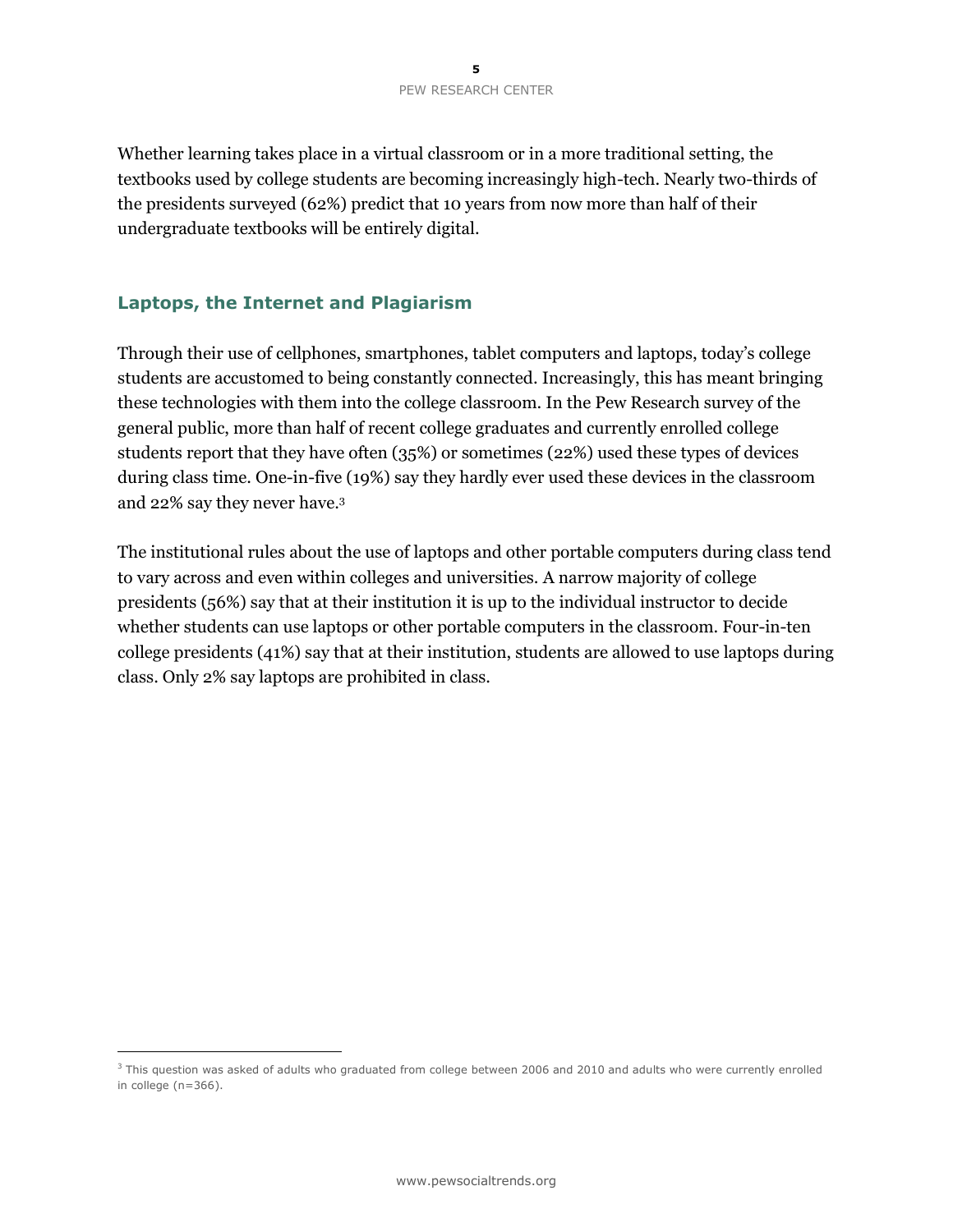Whether learning takes place in a virtual classroom or in a more traditional setting, the textbooks used by college students are becoming increasingly high-tech. Nearly two-thirds of the presidents surveyed (62%) predict that 10 years from now more than half of their undergraduate textbooks will be entirely digital.

## Laptops, the Internet and Plagiarism

Through their use of cellphones, smartphones, tablet computers and laptops, today's college students are accustomed to being constantly connected. Increasingly, this has meant bringing these technologies with them into the college classroom. In the Pew Research survey of the general public, more than half of recent college graduates and currently enrolled college students report that they have often (35%) or sometimes (22%) used these types of devices during class time. One-in-five (19%) say they hardly ever used these devices in the classroom and 22% say they never have.[3]

The institutional rules about the use of laptops and other portable computers during class tend to vary across and even within colleges and universities. A narrow majority of college presidents (56%) say that at their institution it is up to the individual instructor to decide whether students can use laptops or other portable computers in the classroom. Four-in-ten college presidents (41%) say that at their institution, students are allowed to use laptops during class. Only 2% say laptops are prohibited in class.

---

[3] This question was asked of adults who graduated from college between 2006 and 2010 and adults who were currently enrolled in college (n=366).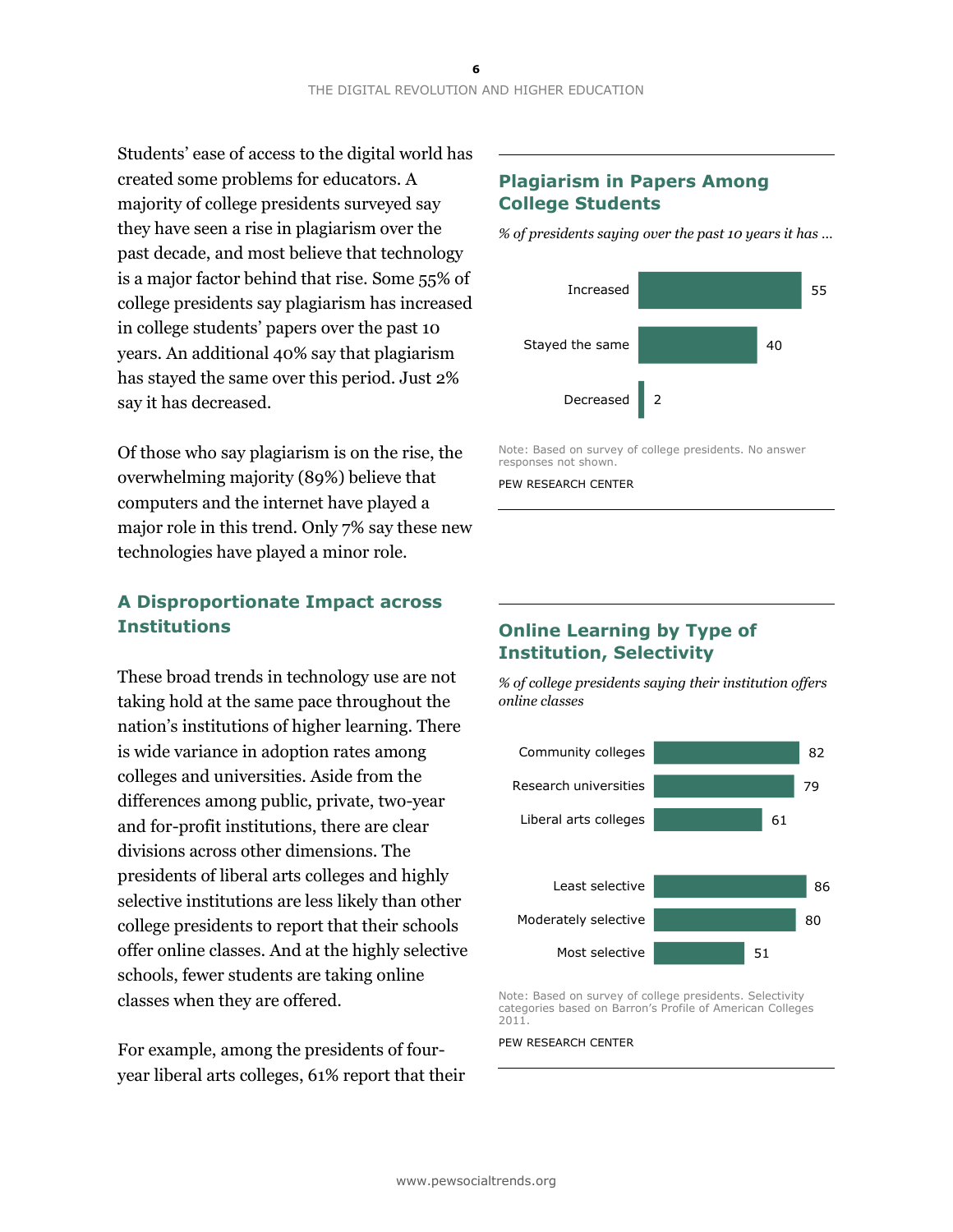Students' ease of access to the digital world has created some problems for educators. A majority of college presidents surveyed say they have seen a rise in plagiarism over the past decade, and most believe that technology is a major factor behind that rise. Some 55% of college presidents say plagiarism has increased in college students' papers over the past 10 years. An additional 40% say that plagiarism has stayed the same over this period. Just 2% say it has decreased.

Of those who say plagiarism is on the rise, the overwhelming majority (89%) believe that computers and the internet have played a major role in this trend. Only 7% say these new technologies have played a minor role.

### Plagiarism in Papers Among College Students

*% of presidents saying over the past 10 years it has ...*

| | % |
|---|---|
| Increased | 55 |
| Stayed the same | 40 |
| Decreased | 2 |

Note: Based on survey of college presidents. No answer responses not shown.

PEW RESEARCH CENTER

## A Disproportionate Impact across Institutions

These broad trends in technology use are not taking hold at the same pace throughout the nation's institutions of higher learning. There is wide variance in adoption rates among colleges and universities. Aside from the differences among public, private, two-year and for-profit institutions, there are clear divisions across other dimensions. The presidents of liberal arts colleges and highly selective institutions are less likely than other college presidents to report that their schools offer online classes. And at the highly selective schools, fewer students are taking online classes when they are offered.

### Online Learning by Type of Institution, Selectivity

*% of college presidents saying their institution offers online classes*

| | % |
|---|---|
| Community colleges | 82 |
| Research universities | 79 |
| Liberal arts colleges | 61 |
| Least selective | 86 |
| Moderately selective | 80 |
| Most selective | 51 |

Note: Based on survey of college presidents. Selectivity categories based on Barron's Profile of American Colleges 2011.

PEW RESEARCH CENTER

For example, among the presidents of four-year liberal arts colleges, 61% report that their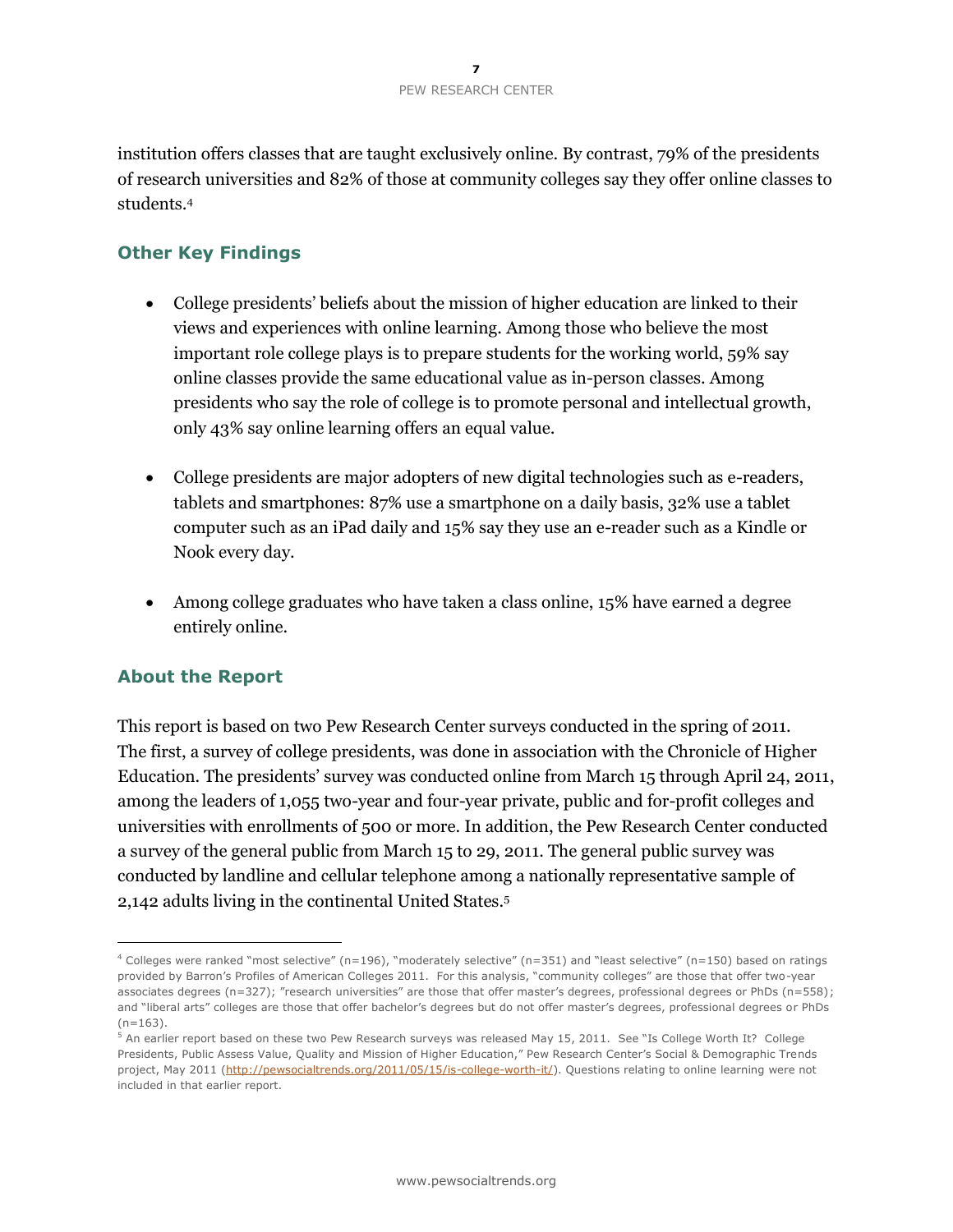institution offers classes that are taught exclusively online. By contrast, 79% of the presidents of research universities and 82% of those at community colleges say they offer online classes to students.[4]

## Other Key Findings

- College presidents' beliefs about the mission of higher education are linked to their views and experiences with online learning. Among those who believe the most important role college plays is to prepare students for the working world, 59% say online classes provide the same educational value as in-person classes. Among presidents who say the role of college is to promote personal and intellectual growth, only 43% say online learning offers an equal value.

- College presidents are major adopters of new digital technologies such as e-readers, tablets and smartphones: 87% use a smartphone on a daily basis, 32% use a tablet computer such as an iPad daily and 15% say they use an e-reader such as a Kindle or Nook every day.

- Among college graduates who have taken a class online, 15% have earned a degree entirely online.

## About the Report

This report is based on two Pew Research Center surveys conducted in the spring of 2011. The first, a survey of college presidents, was done in association with the Chronicle of Higher Education. The presidents' survey was conducted online from March 15 through April 24, 2011, among the leaders of 1,055 two-year and four-year private, public and for-profit colleges and universities with enrollments of 500 or more. In addition, the Pew Research Center conducted a survey of the general public from March 15 to 29, 2011. The general public survey was conducted by landline and cellular telephone among a nationally representative sample of 2,142 adults living in the continental United States.[5]

---

[4] Colleges were ranked "most selective" (n=196), "moderately selective" (n=351) and "least selective" (n=150) based on ratings provided by Barron's Profiles of American Colleges 2011. For this analysis, "community colleges" are those that offer two-year associates degrees (n=327); "research universities" are those that offer master's degrees, professional degrees or PhDs (n=558); and "liberal arts" colleges are those that offer bachelor's degrees but do not offer master's degrees, professional degrees or PhDs (n=163).

[5] An earlier report based on these two Pew Research surveys was released May 15, 2011. See "Is College Worth It? College Presidents, Public Assess Value, Quality and Mission of Higher Education," Pew Research Center's Social & Demographic Trends project, May 2011 (http://pewsocialtrends.org/2011/05/15/is-college-worth-it/). Questions relating to online learning were not included in that earlier report.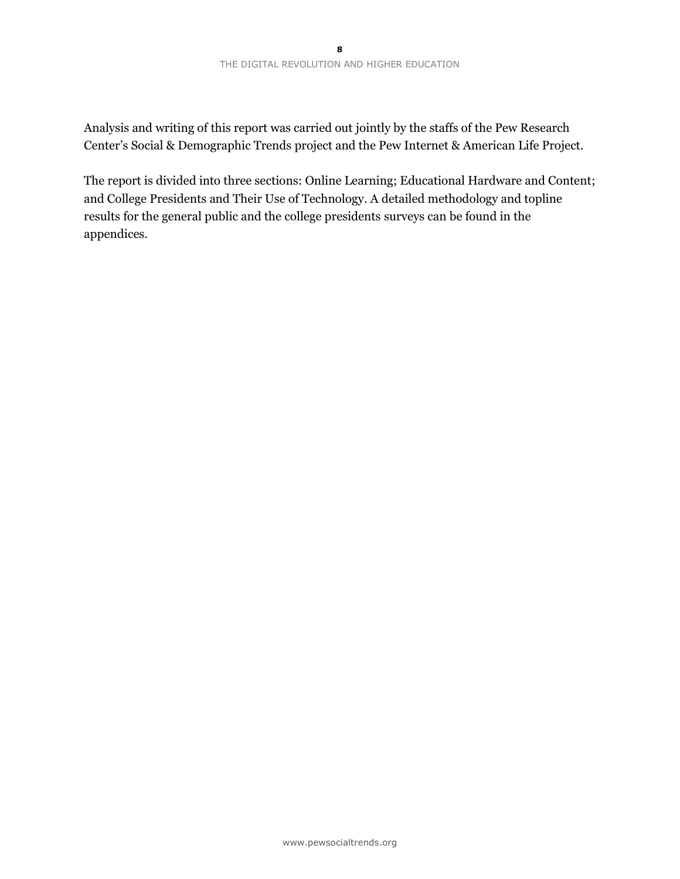Analysis and writing of this report was carried out jointly by the staffs of the Pew Research Center's Social & Demographic Trends project and the Pew Internet & American Life Project.

The report is divided into three sections: Online Learning; Educational Hardware and Content; and College Presidents and Their Use of Technology. A detailed methodology and topline results for the general public and the college presidents surveys can be found in the appendices.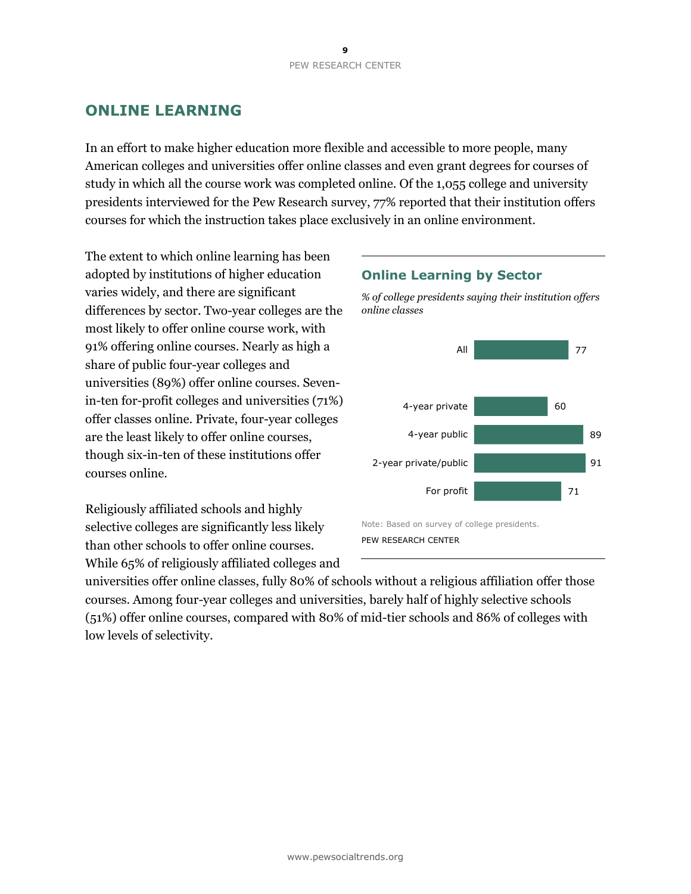## ONLINE LEARNING

In an effort to make higher education more flexible and accessible to more people, many American colleges and universities offer online classes and even grant degrees for courses of study in which all the course work was completed online. Of the 1,055 college and university presidents interviewed for the Pew Research survey, 77% reported that their institution offers courses for which the instruction takes place exclusively in an online environment.

The extent to which online learning has been adopted by institutions of higher education varies widely, and there are significant differences by sector. Two-year colleges are the most likely to offer online course work, with 91% offering online courses. Nearly as high a share of public four-year colleges and universities (89%) offer online courses. Seven-in-ten for-profit colleges and universities (71%) offer classes online. Private, four-year colleges are the least likely to offer online courses, though six-in-ten of these institutions offer courses online.

### Online Learning by Sector

*% of college presidents saying their institution offers online classes*

| | % |
|---|---|
| All | 77 |
| 4-year private | 60 |
| 4-year public | 89 |
| 2-year private/public | 91 |
| For profit | 71 |

Note: Based on survey of college presidents.

PEW RESEARCH CENTER

Religiously affiliated schools and highly selective colleges are significantly less likely than other schools to offer online courses. While 65% of religiously affiliated colleges and universities offer online classes, fully 80% of schools without a religious affiliation offer those courses. Among four-year colleges and universities, barely half of highly selective schools (51%) offer online courses, compared with 80% of mid-tier schools and 86% of colleges with low levels of selectivity.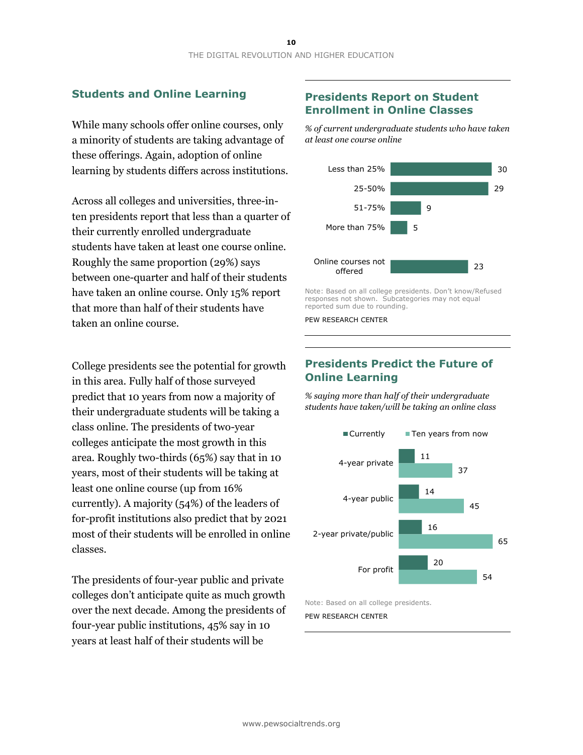## Students and Online Learning

While many schools offer online courses, only a minority of students are taking advantage of these offerings. Again, adoption of online learning by students differs across institutions.

Across all colleges and universities, three-in-ten presidents report that less than a quarter of their currently enrolled undergraduate students have taken at least one course online. Roughly the same proportion (29%) says between one-quarter and half of their students have taken an online course. Only 15% report that more than half of their students have taken an online course.

College presidents see the potential for growth in this area. Fully half of those surveyed predict that 10 years from now a majority of their undergraduate students will be taking a class online. The presidents of two-year colleges anticipate the most growth in this area. Roughly two-thirds (65%) say that in 10 years, most of their students will be taking at least one online course (up from 16% currently). A majority (54%) of the leaders of for-profit institutions also predict that by 2021 most of their students will be enrolled in online classes.

The presidents of four-year public and private colleges don't anticipate quite as much growth over the next decade. Among the presidents of four-year public institutions, 45% say in 10 years at least half of their students will be

### Presidents Report on Student Enrollment in Online Classes

*% of current undergraduate students who have taken at least one course online*

| | % |
|---|---|
| Less than 25% | 30 |
| 25-50% | 29 |
| 51-75% | 9 |
| More than 75% | 5 |
| Online courses not offered | 23 |

Note: Based on all college presidents. Don't know/Refused responses not shown. Subcategories may not equal reported sum due to rounding.

PEW RESEARCH CENTER

### Presidents Predict the Future of Online Learning

*% saying more than half of their undergraduate students have taken/will be taking an online class*

| | Currently | Ten years from now |
|---|---|---|
| 4-year private | 11 | 37 |
| 4-year public | 14 | 45 |
| 2-year private/public | 16 | 65 |
| For profit | 20 | 54 |

Note: Based on all college presidents.

PEW RESEARCH CENTER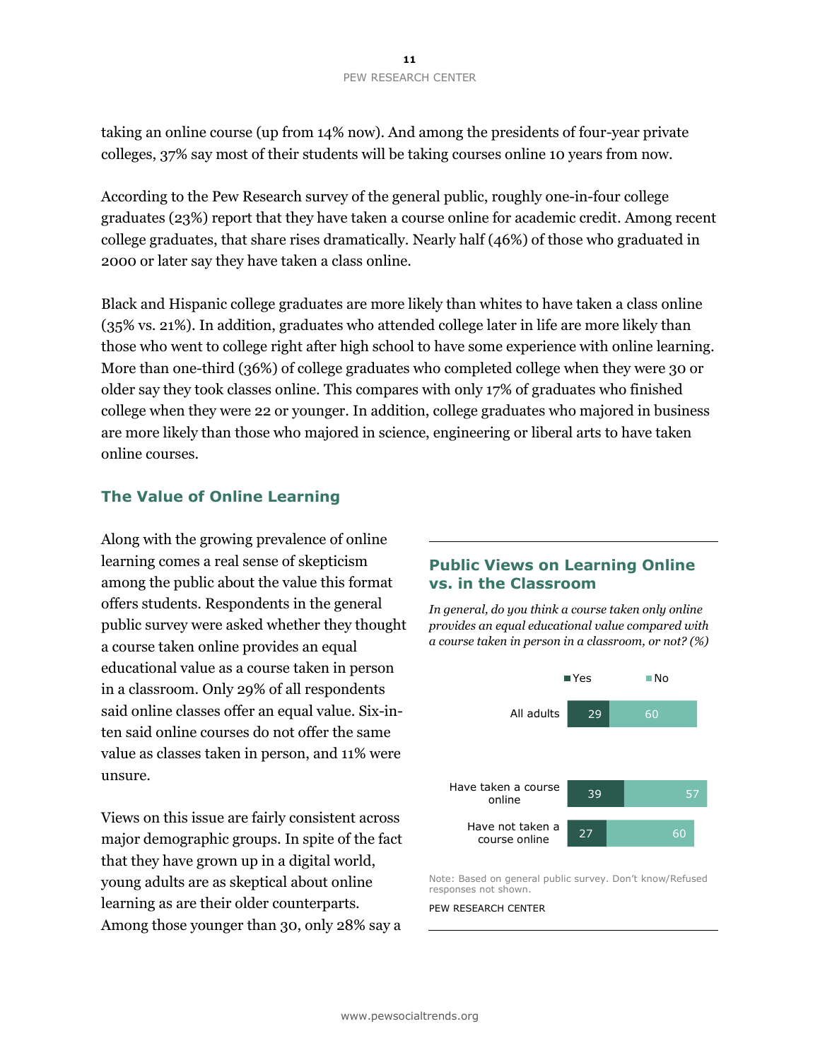taking an online course (up from 14% now). And among the presidents of four-year private colleges, 37% say most of their students will be taking courses online 10 years from now.

According to the Pew Research survey of the general public, roughly one-in-four college graduates (23%) report that they have taken a course online for academic credit. Among recent college graduates, that share rises dramatically. Nearly half (46%) of those who graduated in 2000 or later say they have taken a class online.

Black and Hispanic college graduates are more likely than whites to have taken a class online (35% vs. 21%). In addition, graduates who attended college later in life are more likely than those who went to college right after high school to have some experience with online learning. More than one-third (36%) of college graduates who completed college when they were 30 or older say they took classes online. This compares with only 17% of graduates who finished college when they were 22 or younger. In addition, college graduates who majored in business are more likely than those who majored in science, engineering or liberal arts to have taken online courses.

## The Value of Online Learning

Along with the growing prevalence of online learning comes a real sense of skepticism among the public about the value this format offers students. Respondents in the general public survey were asked whether they thought a course taken online provides an equal educational value as a course taken in person in a classroom. Only 29% of all respondents said online classes offer an equal value. Six-in-ten said online courses do not offer the same value as classes taken in person, and 11% were unsure.

Views on this issue are fairly consistent across major demographic groups. In spite of the fact that they have grown up in a digital world, young adults are as skeptical about online learning as are their older counterparts. Among those younger than 30, only 28% say a

### Public Views on Learning Online vs. in the Classroom

*In general, do you think a course taken only online provides an equal educational value compared with a course taken in person in a classroom, or not? (%)*

| | Yes | No |
|---|---|---|
| All adults | 29 | 60 |
| Have taken a course online | 39 | 57 |
| Have not taken a course online | 27 | 60 |

Note: Based on general public survey. Don't know/Refused responses not shown.

PEW RESEARCH CENTER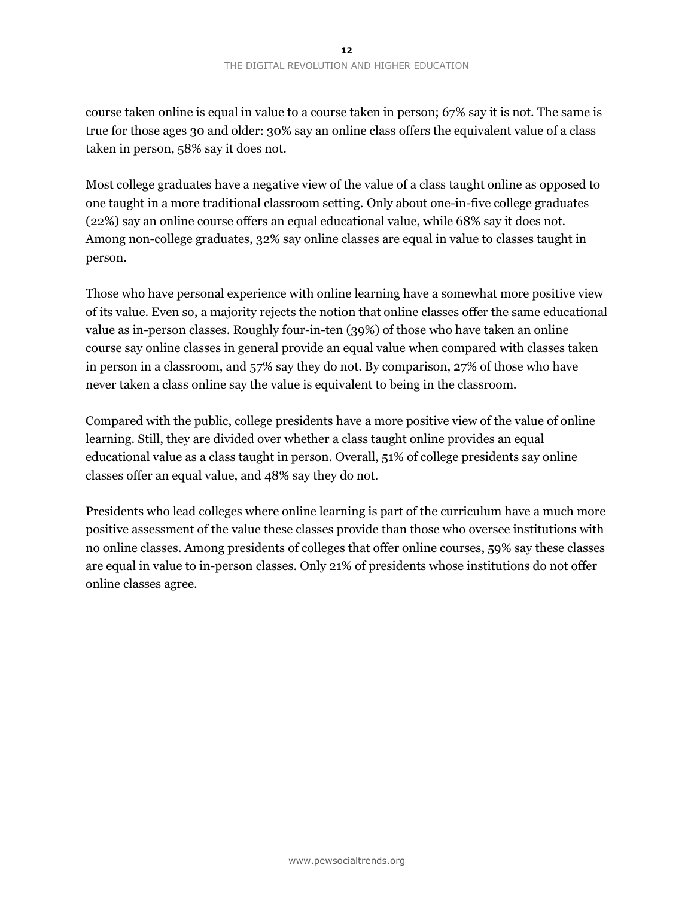course taken online is equal in value to a course taken in person; 67% say it is not. The same is true for those ages 30 and older: 30% say an online class offers the equivalent value of a class taken in person, 58% say it does not.

Most college graduates have a negative view of the value of a class taught online as opposed to one taught in a more traditional classroom setting. Only about one-in-five college graduates (22%) say an online course offers an equal educational value, while 68% say it does not. Among non-college graduates, 32% say online classes are equal in value to classes taught in person.

Those who have personal experience with online learning have a somewhat more positive view of its value. Even so, a majority rejects the notion that online classes offer the same educational value as in-person classes. Roughly four-in-ten (39%) of those who have taken an online course say online classes in general provide an equal value when compared with classes taken in person in a classroom, and 57% say they do not. By comparison, 27% of those who have never taken a class online say the value is equivalent to being in the classroom.

Compared with the public, college presidents have a more positive view of the value of online learning. Still, they are divided over whether a class taught online provides an equal educational value as a class taught in person. Overall, 51% of college presidents say online classes offer an equal value, and 48% say they do not.

Presidents who lead colleges where online learning is part of the curriculum have a much more positive assessment of the value these classes provide than those who oversee institutions with no online classes. Among presidents of colleges that offer online courses, 59% say these classes are equal in value to in-person classes. Only 21% of presidents whose institutions do not offer online classes agree.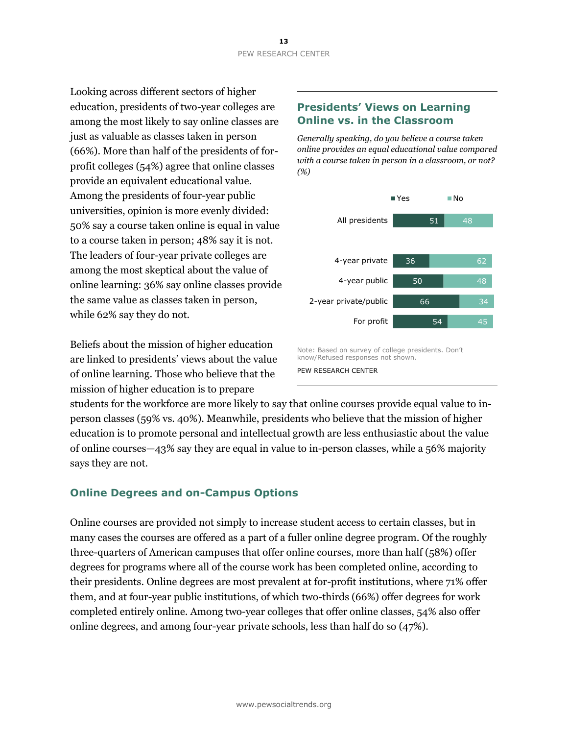Looking across different sectors of higher education, presidents of two-year colleges are among the most likely to say online classes are just as valuable as classes taken in person (66%). More than half of the presidents of for-profit colleges (54%) agree that online classes provide an equivalent educational value. Among the presidents of four-year public universities, opinion is more evenly divided: 50% say a course taken online is equal in value to a course taken in person; 48% say it is not. The leaders of four-year private colleges are among the most skeptical about the value of online learning: 36% say online classes provide the same value as classes taken in person, while 62% say they do not.

### Presidents' Views on Learning Online vs. in the Classroom

*Generally speaking, do you believe a course taken online provides an equal educational value compared with a course taken in person in a classroom, or not? (%)*

| | Yes | No |
|---|---|---|
| All presidents | 51 | 48 |
| 4-year private | 36 | 62 |
| 4-year public | 50 | 48 |
| 2-year private/public | 66 | 34 |
| For profit | 54 | 45 |

Note: Based on survey of college presidents. Don't know/Refused responses not shown.

PEW RESEARCH CENTER

Beliefs about the mission of higher education are linked to presidents' views about the value of online learning. Those who believe that the mission of higher education is to prepare students for the workforce are more likely to say that online courses provide equal value to in-person classes (59% vs. 40%). Meanwhile, presidents who believe that the mission of higher education is to promote personal and intellectual growth are less enthusiastic about the value of online courses—43% say they are equal in value to in-person classes, while a 56% majority says they are not.

## Online Degrees and on-Campus Options

Online courses are provided not simply to increase student access to certain classes, but in many cases the courses are offered as a part of a fuller online degree program. Of the roughly three-quarters of American campuses that offer online courses, more than half (58%) offer degrees for programs where all of the course work has been completed online, according to their presidents. Online degrees are most prevalent at for-profit institutions, where 71% offer them, and at four-year public institutions, of which two-thirds (66%) offer degrees for work completed entirely online. Among two-year colleges that offer online classes, 54% also offer online degrees, and among four-year private schools, less than half do so (47%).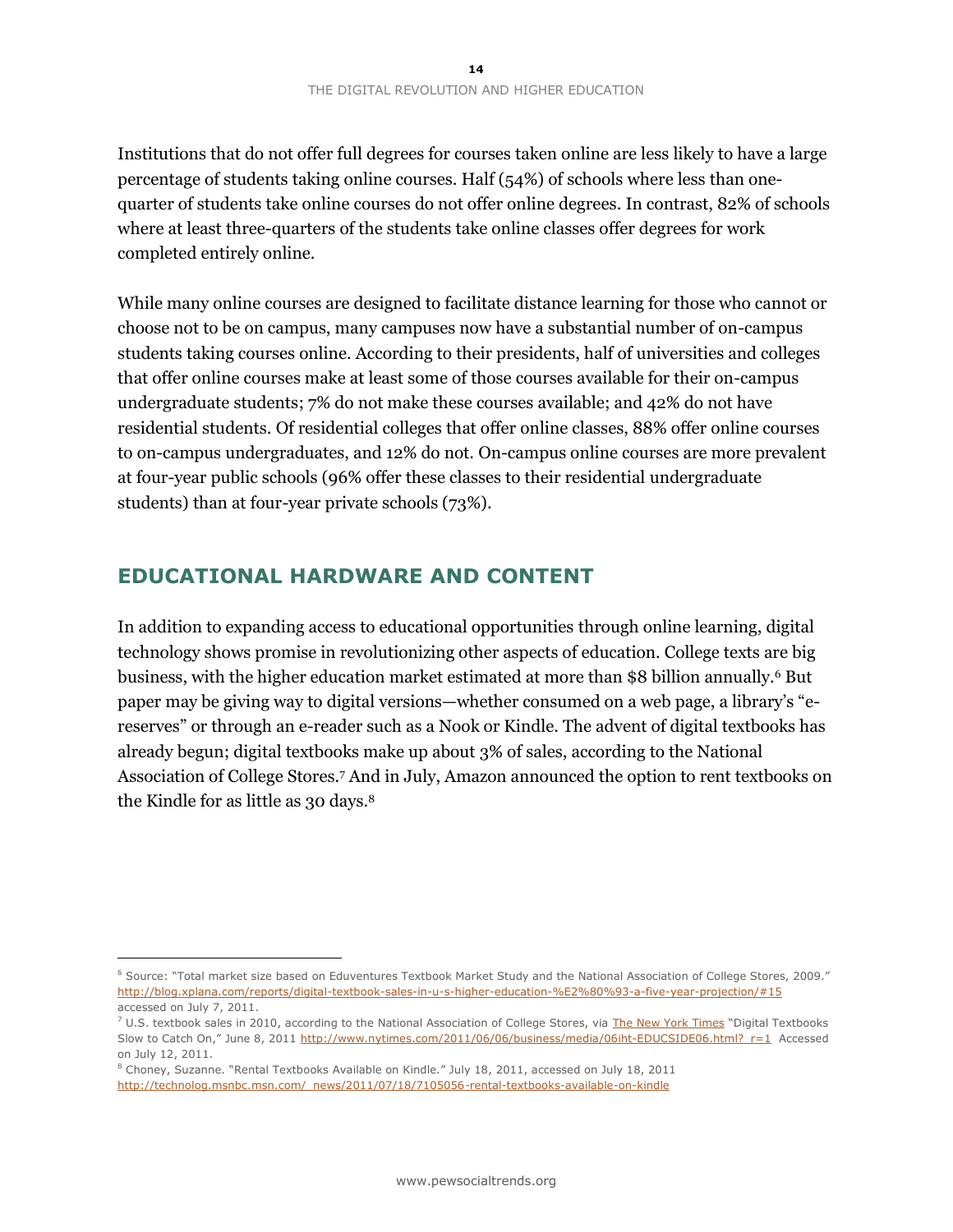Institutions that do not offer full degrees for courses taken online are less likely to have a large percentage of students taking online courses. Half (54%) of schools where less than one-quarter of students take online courses do not offer online degrees. In contrast, 82% of schools where at least three-quarters of the students take online classes offer degrees for work completed entirely online.

While many online courses are designed to facilitate distance learning for those who cannot or choose not to be on campus, many campuses now have a substantial number of on-campus students taking courses online. According to their presidents, half of universities and colleges that offer online courses make at least some of those courses available for their on-campus undergraduate students; 7% do not make these courses available; and 42% do not have residential students. Of residential colleges that offer online classes, 88% offer online courses to on-campus undergraduates, and 12% do not. On-campus online courses are more prevalent at four-year public schools (96% offer these classes to their residential undergraduate students) than at four-year private schools (73%).

## EDUCATIONAL HARDWARE AND CONTENT

In addition to expanding access to educational opportunities through online learning, digital technology shows promise in revolutionizing other aspects of education. College texts are big business, with the higher education market estimated at more than $8 billion annually.[6] But paper may be giving way to digital versions—whether consumed on a web page, a library's "e-reserves" or through an e-reader such as a Nook or Kindle. The advent of digital textbooks has already begun; digital textbooks make up about 3% of sales, according to the National Association of College Stores.[7] And in July, Amazon announced the option to rent textbooks on the Kindle for as little as 30 days.[8]

---

[6] Source: "Total market size based on Eduventures Textbook Market Study and the National Association of College Stores, 2009." http://blog.xplana.com/reports/digital-textbook-sales-in-u-s-higher-education-%E2%80%93-a-five-year-projection/#15 accessed on July 7, 2011.

[7] U.S. textbook sales in 2010, according to the National Association of College Stores, via The New York Times "Digital Textbooks Slow to Catch On," June 8, 2011 http://www.nytimes.com/2011/06/06/business/media/06iht-EDUCSIDE06.html?_r=1 Accessed on July 12, 2011.

[8] Choney, Suzanne. "Rental Textbooks Available on Kindle." July 18, 2011, accessed on July 18, 2011 http://technolog.msnbc.msn.com/_news/2011/07/18/7105056-rental-textbooks-available-on-kindle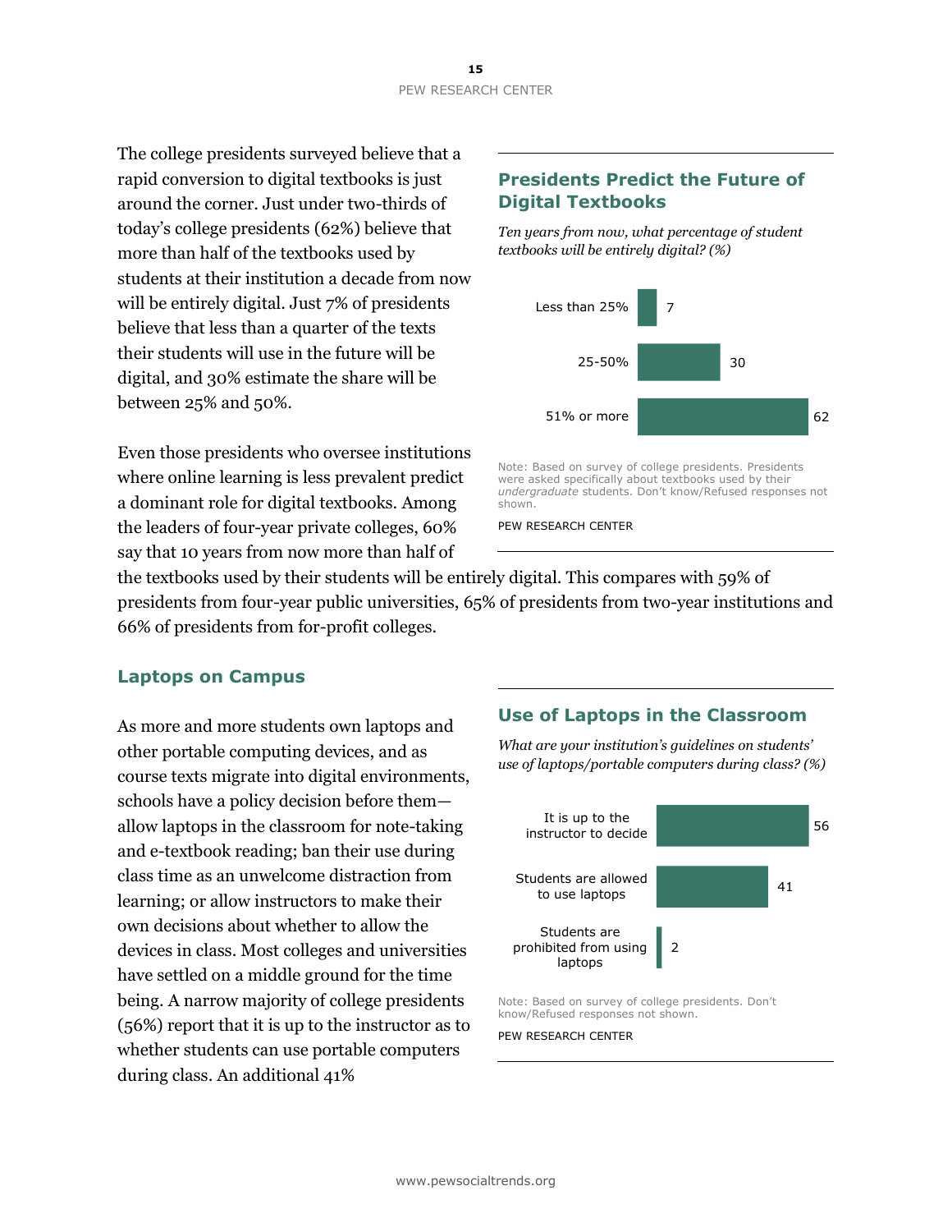The college presidents surveyed believe that a rapid conversion to digital textbooks is just around the corner. Just under two-thirds of today's college presidents (62%) believe that more than half of the textbooks used by students at their institution a decade from now will be entirely digital. Just 7% of presidents believe that less than a quarter of the texts their students will use in the future will be digital, and 30% estimate the share will be between 25% and 50%.

### Presidents Predict the Future of Digital Textbooks

*Ten years from now, what percentage of student textbooks will be entirely digital? (%)*

| | % |
|---|---|
| Less than 25% | 7 |
| 25-50% | 30 |
| 51% or more | 62 |

Note: Based on survey of college presidents. Presidents were asked specifically about textbooks used by their *undergraduate* students. Don't know/Refused responses not shown.

PEW RESEARCH CENTER

Even those presidents who oversee institutions where online learning is less prevalent predict a dominant role for digital textbooks. Among the leaders of four-year private colleges, 60% say that 10 years from now more than half of the textbooks used by their students will be entirely digital. This compares with 59% of presidents from four-year public universities, 65% of presidents from two-year institutions and 66% of presidents from for-profit colleges.

## Laptops on Campus

As more and more students own laptops and other portable computing devices, and as course texts migrate into digital environments, schools have a policy decision before them—allow laptops in the classroom for note-taking and e-textbook reading; ban their use during class time as an unwelcome distraction from learning; or allow instructors to make their own decisions about whether to allow the devices in class. Most colleges and universities have settled on a middle ground for the time being. A narrow majority of college presidents (56%) report that it is up to the instructor as to whether students can use portable computers during class. An additional 41%

### Use of Laptops in the Classroom

*What are your institution's guidelines on students' use of laptops/portable computers during class? (%)*

| | % |
|---|---|
| It is up to the instructor to decide | 56 |
| Students are allowed to use laptops | 41 |
| Students are prohibited from using laptops | 2 |

Note: Based on survey of college presidents. Don't know/Refused responses not shown.

PEW RESEARCH CENTER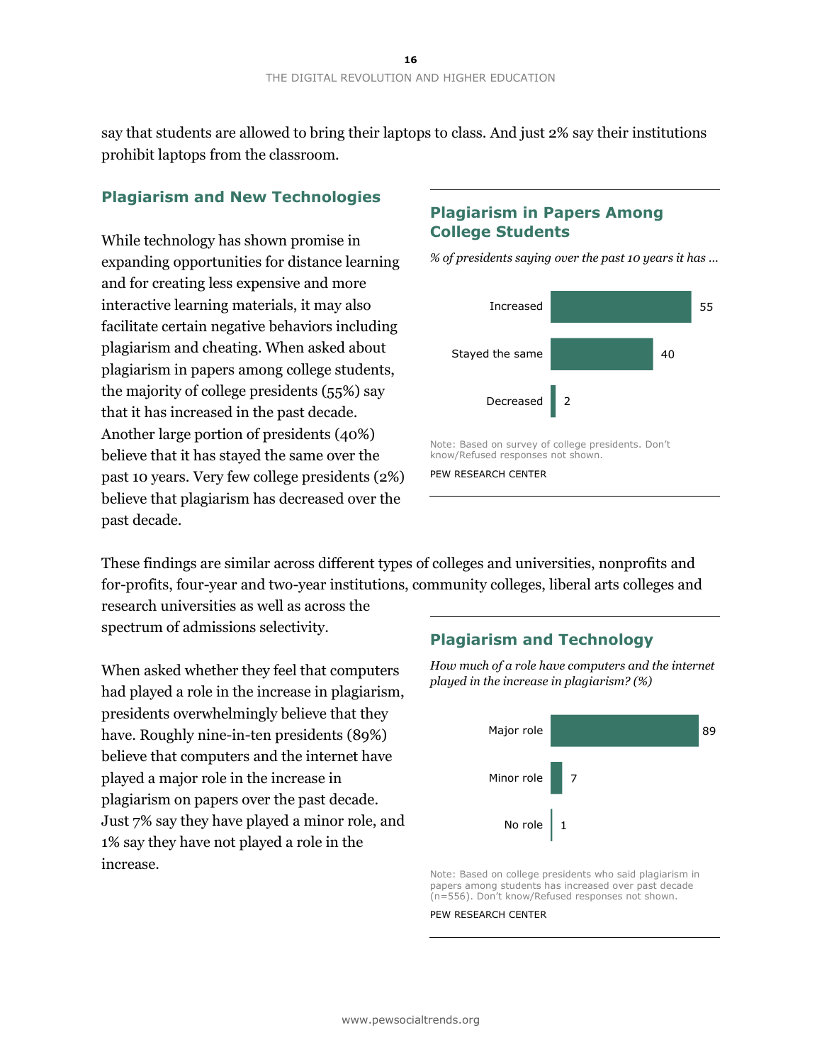say that students are allowed to bring their laptops to class. And just 2% say their institutions prohibit laptops from the classroom.

## Plagiarism and New Technologies

While technology has shown promise in expanding opportunities for distance learning and for creating less expensive and more interactive learning materials, it may also facilitate certain negative behaviors including plagiarism and cheating. When asked about plagiarism in papers among college students, the majority of college presidents (55%) say that it has increased in the past decade. Another large portion of presidents (40%) believe that it has stayed the same over the past 10 years. Very few college presidents (2%) believe that plagiarism has decreased over the past decade.

### Plagiarism in Papers Among College Students

*% of presidents saying over the past 10 years it has …*

| | % |
|---|---|
| Increased | 55 |
| Stayed the same | 40 |
| Decreased | 2 |

Note: Based on survey of college presidents. Don't know/Refused responses not shown.

PEW RESEARCH CENTER

These findings are similar across different types of colleges and universities, nonprofits and for-profits, four-year and two-year institutions, community colleges, liberal arts colleges and research universities as well as across the spectrum of admissions selectivity.

When asked whether they feel that computers had played a role in the increase in plagiarism, presidents overwhelmingly believe that they have. Roughly nine-in-ten presidents (89%) believe that computers and the internet have played a major role in the increase in plagiarism on papers over the past decade. Just 7% say they have played a minor role, and 1% say they have not played a role in the increase.

### Plagiarism and Technology

*How much of a role have computers and the internet played in the increase in plagiarism? (%)*

| | % |
|---|---|
| Major role | 89 |
| Minor role | 7 |
| No role | 1 |

Note: Based on college presidents who said plagiarism in papers among students has increased over past decade (n=556). Don't know/Refused responses not shown.

PEW RESEARCH CENTER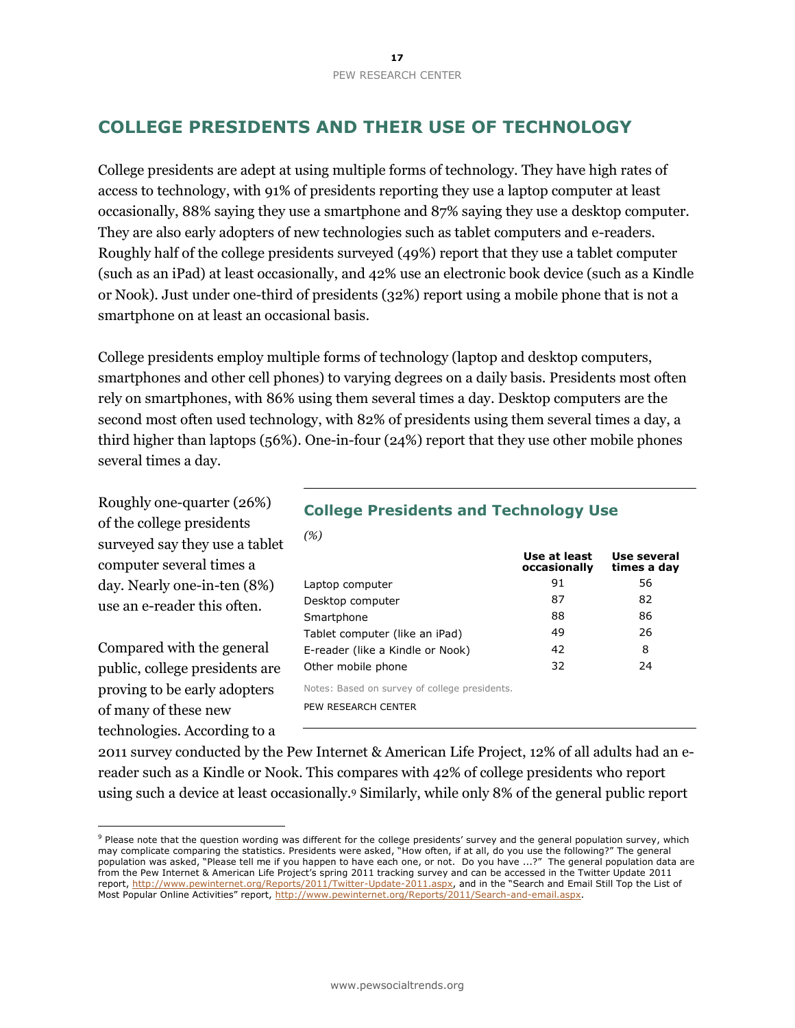## COLLEGE PRESIDENTS AND THEIR USE OF TECHNOLOGY

College presidents are adept at using multiple forms of technology. They have high rates of access to technology, with 91% of presidents reporting they use a laptop computer at least occasionally, 88% saying they use a smartphone and 87% saying they use a desktop computer. They are also early adopters of new technologies such as tablet computers and e-readers. Roughly half of the college presidents surveyed (49%) report that they use a tablet computer (such as an iPad) at least occasionally, and 42% use an electronic book device (such as a Kindle or Nook). Just under one-third of presidents (32%) report using a mobile phone that is not a smartphone on at least an occasional basis.

College presidents employ multiple forms of technology (laptop and desktop computers, smartphones and other cell phones) to varying degrees on a daily basis. Presidents most often rely on smartphones, with 86% using them several times a day. Desktop computers are the second most often used technology, with 82% of presidents using them several times a day, a third higher than laptops (56%). One-in-four (24%) report that they use other mobile phones several times a day.

Roughly one-quarter (26%) of the college presidents surveyed say they use a tablet computer several times a day. Nearly one-in-ten (8%) use an e-reader this often.

**College Presidents and Technology Use**

*(%)*

| | Use at least occasionally | Use several times a day |
|---|---|---|
| Laptop computer | 91 | 56 |
| Desktop computer | 87 | 82 |
| Smartphone | 88 | 86 |
| Tablet computer (like an iPad) | 49 | 26 |
| E-reader (like a Kindle or Nook) | 42 | 8 |
| Other mobile phone | 32 | 24 |

Notes: Based on survey of college presidents.

PEW RESEARCH CENTER

Compared with the general public, college presidents are proving to be early adopters of many of these new technologies. According to a 2011 survey conducted by the Pew Internet & American Life Project, 12% of all adults had an e-reader such as a Kindle or Nook. This compares with 42% of college presidents who report using such a device at least occasionally.[9] Similarly, while only 8% of the general public report

[9] Please note that the question wording was different for the college presidents' survey and the general population survey, which may complicate comparing the statistics. Presidents were asked, "How often, if at all, do you use the following?" The general population was asked, "Please tell me if you happen to have each one, or not. Do you have ...?" The general population data are from the Pew Internet & American Life Project's spring 2011 tracking survey and can be accessed in the Twitter Update 2011 report, http://www.pewinternet.org/Reports/2011/Twitter-Update-2011.aspx, and in the "Search and Email Still Top the List of Most Popular Online Activities" report, http://www.pewinternet.org/Reports/2011/Search-and-email.aspx.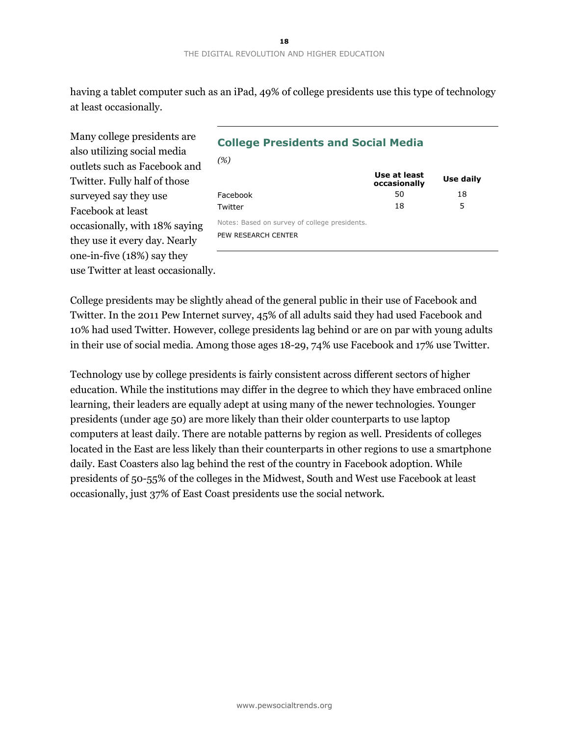having a tablet computer such as an iPad, 49% of college presidents use this type of technology at least occasionally.

Many college presidents are also utilizing social media outlets such as Facebook and Twitter. Fully half of those surveyed say they use Facebook at least occasionally, with 18% saying they use it every day. Nearly one-in-five (18%) say they use Twitter at least occasionally.

### College Presidents and Social Media

*(%)*

| | Use at least occasionally | Use daily |
|---|---|---|
| Facebook | 50 | 18 |
| Twitter | 18 | 5 |

Notes: Based on survey of college presidents.

PEW RESEARCH CENTER

College presidents may be slightly ahead of the general public in their use of Facebook and Twitter. In the 2011 Pew Internet survey, 45% of all adults said they had used Facebook and 10% had used Twitter. However, college presidents lag behind or are on par with young adults in their use of social media. Among those ages 18-29, 74% use Facebook and 17% use Twitter.

Technology use by college presidents is fairly consistent across different sectors of higher education. While the institutions may differ in the degree to which they have embraced online learning, their leaders are equally adept at using many of the newer technologies. Younger presidents (under age 50) are more likely than their older counterparts to use laptop computers at least daily. There are notable patterns by region as well. Presidents of colleges located in the East are less likely than their counterparts in other regions to use a smartphone daily. East Coasters also lag behind the rest of the country in Facebook adoption. While presidents of 50-55% of the colleges in the Midwest, South and West use Facebook at least occasionally, just 37% of East Coast presidents use the social network.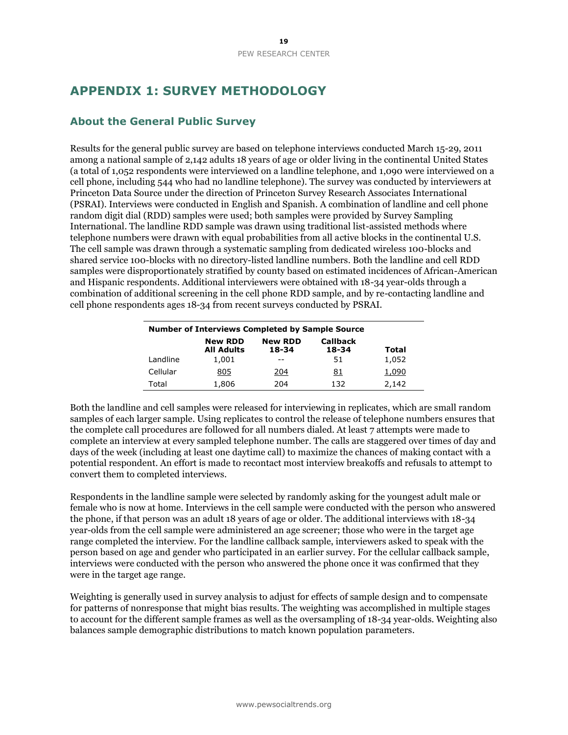# APPENDIX 1: SURVEY METHODOLOGY

## About the General Public Survey

Results for the general public survey are based on telephone interviews conducted March 15-29, 2011 among a national sample of 2,142 adults 18 years of age or older living in the continental United States (a total of 1,052 respondents were interviewed on a landline telephone, and 1,090 were interviewed on a cell phone, including 544 who had no landline telephone). The survey was conducted by interviewers at Princeton Data Source under the direction of Princeton Survey Research Associates International (PSRAI). Interviews were conducted in English and Spanish. A combination of landline and cell phone random digit dial (RDD) samples were used; both samples were provided by Survey Sampling International. The landline RDD sample was drawn using traditional list-assisted methods where telephone numbers were drawn with equal probabilities from all active blocks in the continental U.S. The cell sample was drawn through a systematic sampling from dedicated wireless 100-blocks and shared service 100-blocks with no directory-listed landline numbers. Both the landline and cell RDD samples were disproportionately stratified by county based on estimated incidences of African-American and Hispanic respondents. Additional interviewers were obtained with 18-34 year-olds through a combination of additional screening in the cell phone RDD sample, and by re-contacting landline and cell phone respondents ages 18-34 from recent surveys conducted by PSRAI.

**Number of Interviews Completed by Sample Source**

| | New RDD All Adults | New RDD 18-34 | Callback 18-34 | Total |
|---|---|---|---|---|
| Landline | 1,001 | -- | 51 | 1,052 |
| Cellular | 805 | 204 | 81 | 1,090 |
| Total | 1,806 | 204 | 132 | 2,142 |

Both the landline and cell samples were released for interviewing in replicates, which are small random samples of each larger sample. Using replicates to control the release of telephone numbers ensures that the complete call procedures are followed for all numbers dialed. At least 7 attempts were made to complete an interview at every sampled telephone number. The calls are staggered over times of day and days of the week (including at least one daytime call) to maximize the chances of making contact with a potential respondent. An effort is made to recontact most interview breakoffs and refusals to attempt to convert them to completed interviews.

Respondents in the landline sample were selected by randomly asking for the youngest adult male or female who is now at home. Interviews in the cell sample were conducted with the person who answered the phone, if that person was an adult 18 years of age or older. The additional interviews with 18-34 year-olds from the cell sample were administered an age screener; those who were in the target age range completed the interview. For the landline callback sample, interviewers asked to speak with the person based on age and gender who participated in an earlier survey. For the cellular callback sample, interviews were conducted with the person who answered the phone once it was confirmed that they were in the target age range.

Weighting is generally used in survey analysis to adjust for effects of sample design and to compensate for patterns of nonresponse that might bias results. The weighting was accomplished in multiple stages to account for the different sample frames as well as the oversampling of 18-34 year-olds. Weighting also balances sample demographic distributions to match known population parameters.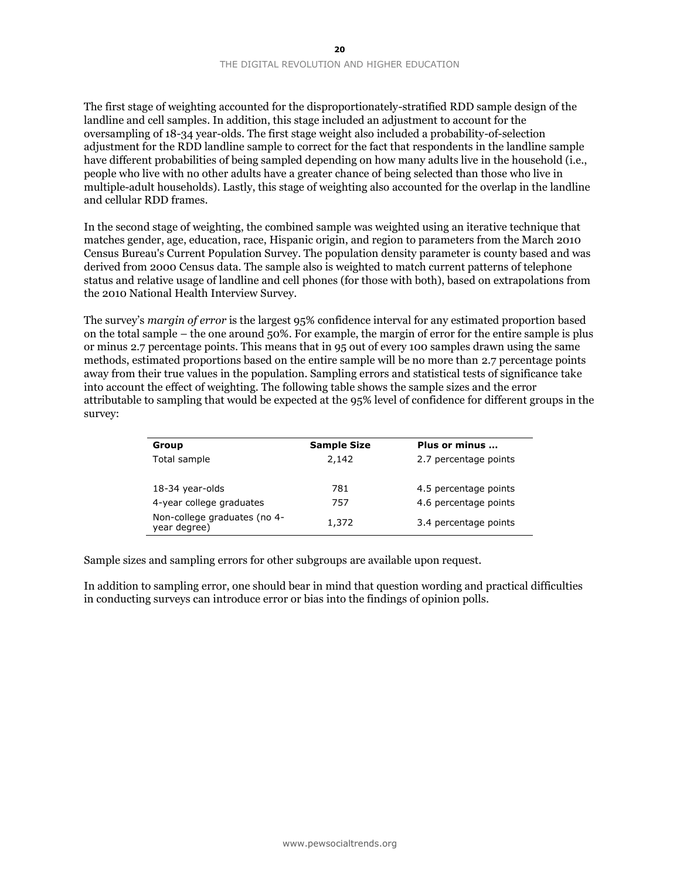The first stage of weighting accounted for the disproportionately-stratified RDD sample design of the landline and cell samples. In addition, this stage included an adjustment to account for the oversampling of 18-34 year-olds. The first stage weight also included a probability-of-selection adjustment for the RDD landline sample to correct for the fact that respondents in the landline sample have different probabilities of being sampled depending on how many adults live in the household (i.e., people who live with no other adults have a greater chance of being selected than those who live in multiple-adult households). Lastly, this stage of weighting also accounted for the overlap in the landline and cellular RDD frames.

In the second stage of weighting, the combined sample was weighted using an iterative technique that matches gender, age, education, race, Hispanic origin, and region to parameters from the March 2010 Census Bureau's Current Population Survey. The population density parameter is county based and was derived from 2000 Census data. The sample also is weighted to match current patterns of telephone status and relative usage of landline and cell phones (for those with both), based on extrapolations from the 2010 National Health Interview Survey.

The survey's *margin of error* is the largest 95% confidence interval for any estimated proportion based on the total sample – the one around 50%. For example, the margin of error for the entire sample is plus or minus 2.7 percentage points. This means that in 95 out of every 100 samples drawn using the same methods, estimated proportions based on the entire sample will be no more than 2.7 percentage points away from their true values in the population. Sampling errors and statistical tests of significance take into account the effect of weighting. The following table shows the sample sizes and the error attributable to sampling that would be expected at the 95% level of confidence for different groups in the survey:

| Group | Sample Size | Plus or minus … |
|---|---|---|
| Total sample | 2,142 | 2.7 percentage points |
| | | |
| 18-34 year-olds | 781 | 4.5 percentage points |
| 4-year college graduates | 757 | 4.6 percentage points |
| Non-college graduates (no 4-year degree) | 1,372 | 3.4 percentage points |

Sample sizes and sampling errors for other subgroups are available upon request.

In addition to sampling error, one should bear in mind that question wording and practical difficulties in conducting surveys can introduce error or bias into the findings of opinion polls.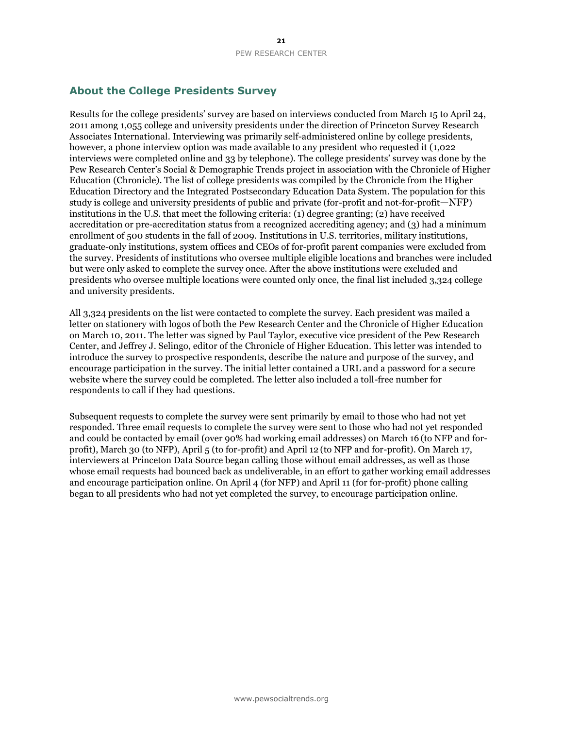## About the College Presidents Survey

Results for the college presidents' survey are based on interviews conducted from March 15 to April 24, 2011 among 1,055 college and university presidents under the direction of Princeton Survey Research Associates International. Interviewing was primarily self-administered online by college presidents, however, a phone interview option was made available to any president who requested it (1,022 interviews were completed online and 33 by telephone). The college presidents' survey was done by the Pew Research Center's Social & Demographic Trends project in association with the Chronicle of Higher Education (Chronicle). The list of college presidents was compiled by the Chronicle from the Higher Education Directory and the Integrated Postsecondary Education Data System. The population for this study is college and university presidents of public and private (for-profit and not-for-profit—NFP) institutions in the U.S. that meet the following criteria: (1) degree granting; (2) have received accreditation or pre-accreditation status from a recognized accrediting agency; and (3) had a minimum enrollment of 500 students in the fall of 2009. Institutions in U.S. territories, military institutions, graduate-only institutions, system offices and CEOs of for-profit parent companies were excluded from the survey. Presidents of institutions who oversee multiple eligible locations and branches were included but were only asked to complete the survey once. After the above institutions were excluded and presidents who oversee multiple locations were counted only once, the final list included 3,324 college and university presidents.

All 3,324 presidents on the list were contacted to complete the survey. Each president was mailed a letter on stationery with logos of both the Pew Research Center and the Chronicle of Higher Education on March 10, 2011. The letter was signed by Paul Taylor, executive vice president of the Pew Research Center, and Jeffrey J. Selingo, editor of the Chronicle of Higher Education. This letter was intended to introduce the survey to prospective respondents, describe the nature and purpose of the survey, and encourage participation in the survey. The initial letter contained a URL and a password for a secure website where the survey could be completed. The letter also included a toll-free number for respondents to call if they had questions.

Subsequent requests to complete the survey were sent primarily by email to those who had not yet responded. Three email requests to complete the survey were sent to those who had not yet responded and could be contacted by email (over 90% had working email addresses) on March 16 (to NFP and for-profit), March 30 (to NFP), April 5 (to for-profit) and April 12 (to NFP and for-profit). On March 17, interviewers at Princeton Data Source began calling those without email addresses, as well as those whose email requests had bounced back as undeliverable, in an effort to gather working email addresses and encourage participation online. On April 4 (for NFP) and April 11 (for for-profit) phone calling began to all presidents who had not yet completed the survey, to encourage participation online.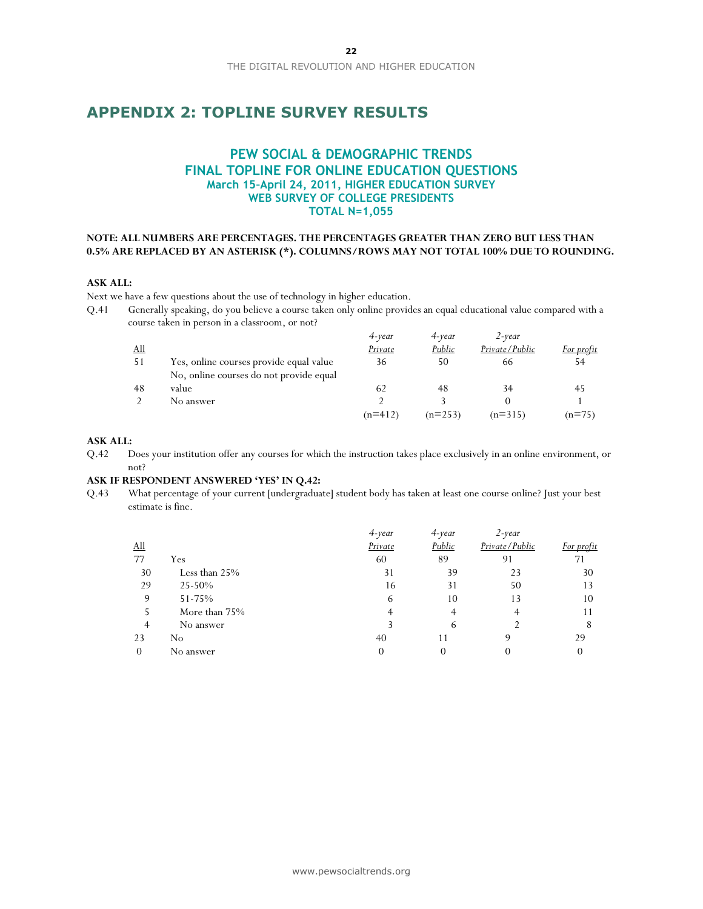## APPENDIX 2: TOPLINE SURVEY RESULTS

### PEW SOCIAL & DEMOGRAPHIC TRENDS
### FINAL TOPLINE FOR ONLINE EDUCATION QUESTIONS
**March 15-April 24, 2011, HIGHER EDUCATION SURVEY**
**WEB SURVEY OF COLLEGE PRESIDENTS**
**TOTAL N=1,055**

**NOTE: ALL NUMBERS ARE PERCENTAGES. THE PERCENTAGES GREATER THAN ZERO BUT LESS THAN 0.5% ARE REPLACED BY AN ASTERISK (*). COLUMNS/ROWS MAY NOT TOTAL 100% DUE TO ROUNDING.**

**ASK ALL:**

Next we have a few questions about the use of technology in higher education.

Q.41 Generally speaking, do you believe a course taken only online provides an equal educational value compared with a course taken in person in a classroom, or not?

| All | | 4-year Private | 4-year Public | 2-year Private/Public | For profit |
|---|---|---|---|---|---|
| 51 | Yes, online courses provide equal value | 36 | 50 | 66 | 54 |
| 48 | No, online courses do not provide equal value | 62 | 48 | 34 | 45 |
| 2 | No answer | 2 | 3 | 0 | 1 |
| | | (n=412) | (n=253) | (n=315) | (n=75) |

**ASK ALL:**

Q.42 Does your institution offer any courses for which the instruction takes place exclusively in an online environment, or not?

**ASK IF RESPONDENT ANSWERED 'YES' IN Q.42:**

Q.43 What percentage of your current [undergraduate] student body has taken at least one course online? Just your best estimate is fine.

| All | | 4-year Private | 4-year Public | 2-year Private/Public | For profit |
|---|---|---|---|---|---|
| 77 | Yes | 60 | 89 | 91 | 71 |
| 30 | Less than 25% | 31 | 39 | 23 | 30 |
| 29 | 25-50% | 16 | 31 | 50 | 13 |
| 9 | 51-75% | 6 | 10 | 13 | 10 |
| 5 | More than 75% | 4 | 4 | 4 | 11 |
| 4 | No answer | 3 | 6 | 2 | 8 |
| 23 | No | 40 | 11 | 9 | 29 |
| 0 | No answer | 0 | 0 | 0 | 0 |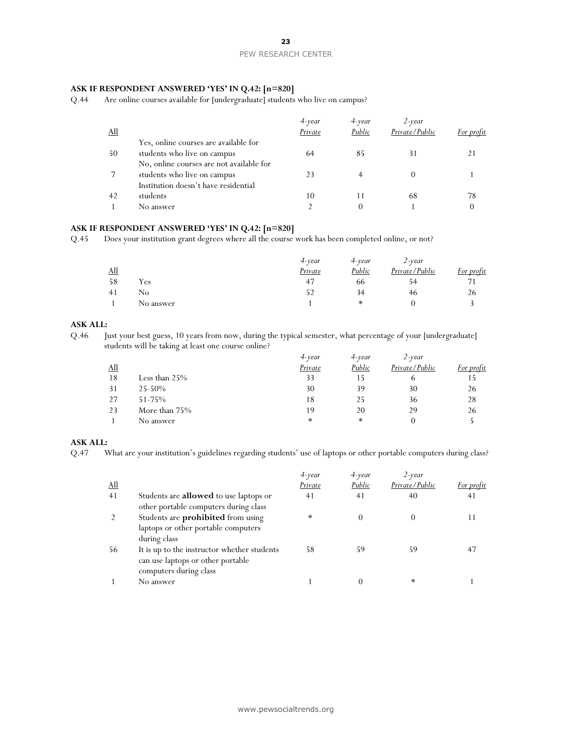**ASK IF RESPONDENT ANSWERED 'YES' IN Q.42: [n=820]**

Q.44 Are online courses available for [undergraduate] students who live on campus?

| All | | 4-year Private | 4-year Public | 2-year Private/Public | For profit |
|---|---|---|---|---|---|
| 50 | Yes, online courses are available for students who live on campus | 64 | 85 | 31 | 21 |
| 7 | No, online courses are not available for students who live on campus | 23 | 4 | 0 | 1 |
| 42 | Institution doesn't have residential students | 10 | 11 | 68 | 78 |
| 1 | No answer | 2 | 0 | 1 | 0 |

**ASK IF RESPONDENT ANSWERED 'YES' IN Q.42: [n=820]**

Q.45 Does your institution grant degrees where all the course work has been completed online, or not?

| All | | 4-year Private | 4-year Public | 2-year Private/Public | For profit |
|---|---|---|---|---|---|
| 58 | Yes | 47 | 66 | 54 | 71 |
| 41 | No | 52 | 34 | 46 | 26 |
| 1 | No answer | 1 | * | 0 | 3 |

**ASK ALL:**

Q.46 Just your best guess, 10 years from now, during the typical semester, what percentage of your [undergraduate] students will be taking at least one course online?

| All | | 4-year Private | 4-year Public | 2-year Private/Public | For profit |
|---|---|---|---|---|---|
| 18 | Less than 25% | 33 | 15 | 6 | 15 |
| 31 | 25-50% | 30 | 39 | 30 | 26 |
| 27 | 51-75% | 18 | 25 | 36 | 28 |
| 23 | More than 75% | 19 | 20 | 29 | 26 |
| 1 | No answer | * | * | 0 | 5 |

**ASK ALL:**

Q.47 What are your institution's guidelines regarding students' use of laptops or other portable computers during class?

| All | | 4-year Private | 4-year Public | 2-year Private/Public | For profit |
|---|---|---|---|---|---|
| 41 | Students are **allowed** to use laptops or other portable computers during class | 41 | 41 | 40 | 41 |
| 2 | Students are **prohibited** from using laptops or other portable computers during class | * | 0 | 0 | 11 |
| 56 | It is up to the instructor whether students can use laptops or other portable computers during class | 58 | 59 | 59 | 47 |
| 1 | No answer | 1 | 0 | * | 1 |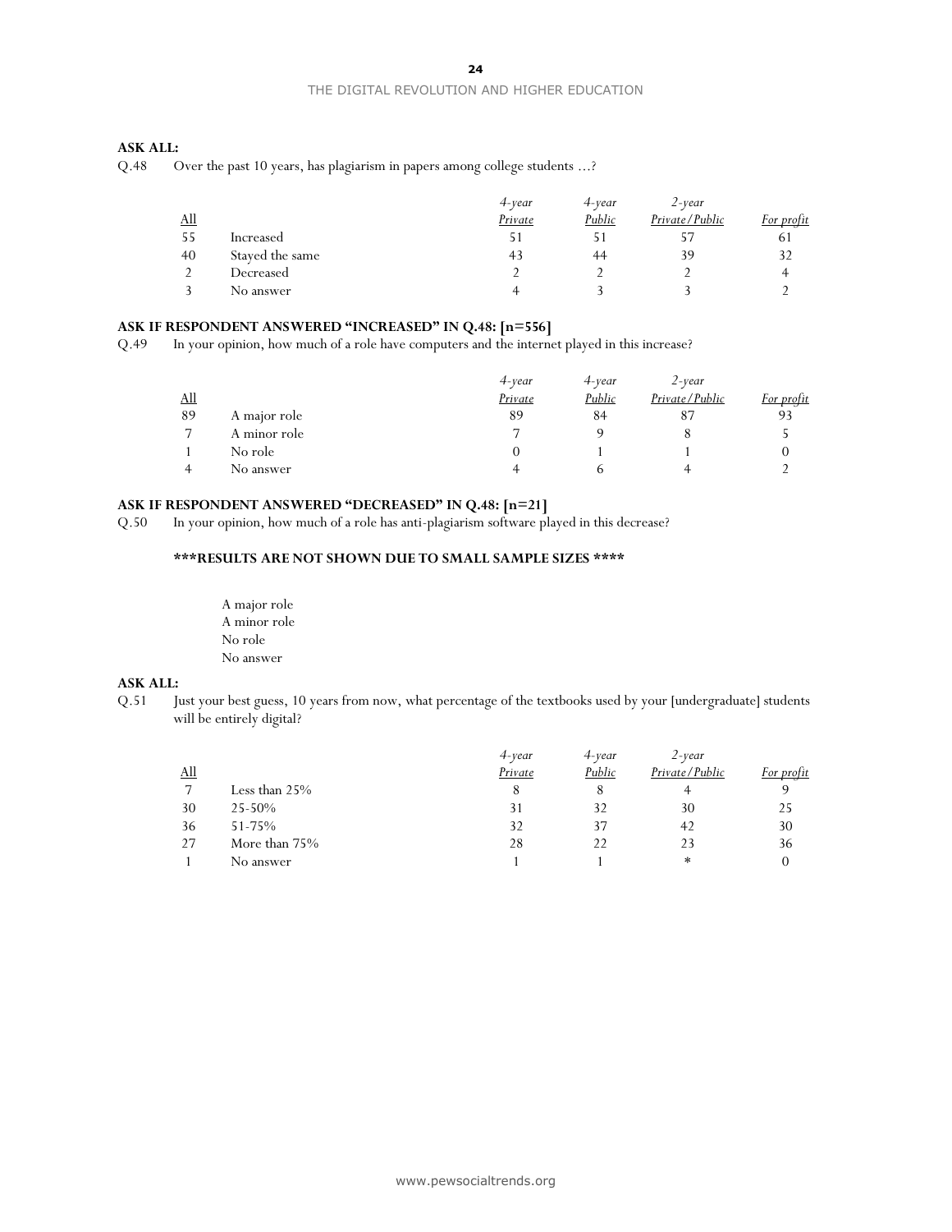**ASK ALL:**

Q.48 Over the past 10 years, has plagiarism in papers among college students …?

| All | | 4-year Private | 4-year Public | 2-year Private/Public | For profit |
|---|---|---|---|---|---|
| 55 | Increased | 51 | 51 | 57 | 61 |
| 40 | Stayed the same | 43 | 44 | 39 | 32 |
| 2 | Decreased | 2 | 2 | 2 | 4 |
| 3 | No answer | 4 | 3 | 3 | 2 |

**ASK IF RESPONDENT ANSWERED "INCREASED" IN Q.48: [n=556]**

Q.49 In your opinion, how much of a role have computers and the internet played in this increase?

| All | | 4-year Private | 4-year Public | 2-year Private/Public | For profit |
|---|---|---|---|---|---|
| 89 | A major role | 89 | 84 | 87 | 93 |
| 7 | A minor role | 7 | 9 | 8 | 5 |
| 1 | No role | 0 | 1 | 1 | 0 |
| 4 | No answer | 4 | 6 | 4 | 2 |

**ASK IF RESPONDENT ANSWERED "DECREASED" IN Q.48: [n=21]**

Q.50 In your opinion, how much of a role has anti-plagiarism software played in this decrease?

**\*\*\*RESULTS ARE NOT SHOWN DUE TO SMALL SAMPLE SIZES \*\*\*\***

A major role
A minor role
No role
No answer

**ASK ALL:**

Q.51 Just your best guess, 10 years from now, what percentage of the textbooks used by your [undergraduate] students will be entirely digital?

| All | | 4-year Private | 4-year Public | 2-year Private/Public | For profit |
|---|---|---|---|---|---|
| 7 | Less than 25% | 8 | 8 | 4 | 9 |
| 30 | 25-50% | 31 | 32 | 30 | 25 |
| 36 | 51-75% | 32 | 37 | 42 | 30 |
| 27 | More than 75% | 28 | 22 | 23 | 36 |
| 1 | No answer | 1 | 1 | * | 0 |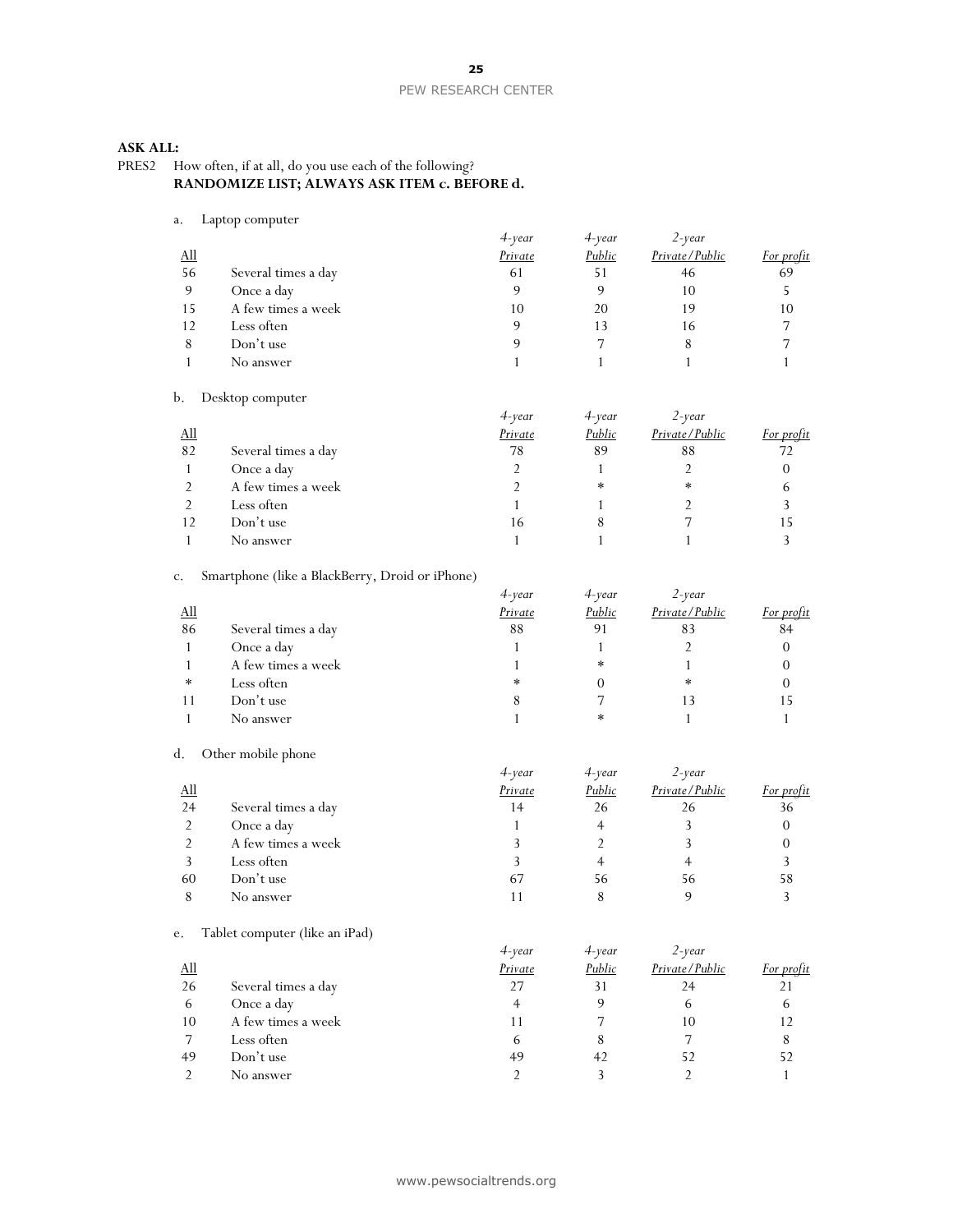**ASK ALL:**

PRES2 How often, if at all, do you use each of the following?
**RANDOMIZE LIST; ALWAYS ASK ITEM c. BEFORE d.**

a. Laptop computer

| All | | *4-year Private* | *4-year Public* | *2-year Private/Public* | *For profit* |
|---|---|---|---|---|---|
| 56 | Several times a day | 61 | 51 | 46 | 69 |
| 9 | Once a day | 9 | 9 | 10 | 5 |
| 15 | A few times a week | 10 | 20 | 19 | 10 |
| 12 | Less often | 9 | 13 | 16 | 7 |
| 8 | Don't use | 9 | 7 | 8 | 7 |
| 1 | No answer | 1 | 1 | 1 | 1 |

b. Desktop computer

| All | | *4-year Private* | *4-year Public* | *2-year Private/Public* | *For profit* |
|---|---|---|---|---|---|
| 82 | Several times a day | 78 | 89 | 88 | 72 |
| 1 | Once a day | 2 | 1 | 2 | 0 |
| 2 | A few times a week | 2 | * | * | 6 |
| 2 | Less often | 1 | 1 | 2 | 3 |
| 12 | Don't use | 16 | 8 | 7 | 15 |
| 1 | No answer | 1 | 1 | 1 | 3 |

c. Smartphone (like a BlackBerry, Droid or iPhone)

| All | | *4-year Private* | *4-year Public* | *2-year Private/Public* | *For profit* |
|---|---|---|---|---|---|
| 86 | Several times a day | 88 | 91 | 83 | 84 |
| 1 | Once a day | 1 | 1 | 2 | 0 |
| 1 | A few times a week | 1 | * | 1 | 0 |
| * | Less often | * | 0 | * | 0 |
| 11 | Don't use | 8 | 7 | 13 | 15 |
| 1 | No answer | 1 | * | 1 | 1 |

d. Other mobile phone

| All | | *4-year Private* | *4-year Public* | *2-year Private/Public* | *For profit* |
|---|---|---|---|---|---|
| 24 | Several times a day | 14 | 26 | 26 | 36 |
| 2 | Once a day | 1 | 4 | 3 | 0 |
| 2 | A few times a week | 3 | 2 | 3 | 0 |
| 3 | Less often | 3 | 4 | 4 | 3 |
| 60 | Don't use | 67 | 56 | 56 | 58 |
| 8 | No answer | 11 | 8 | 9 | 3 |

e. Tablet computer (like an iPad)

| All | | *4-year Private* | *4-year Public* | *2-year Private/Public* | *For profit* |
|---|---|---|---|---|---|
| 26 | Several times a day | 27 | 31 | 24 | 21 |
| 6 | Once a day | 4 | 9 | 6 | 6 |
| 10 | A few times a week | 11 | 7 | 10 | 12 |
| 7 | Less often | 6 | 8 | 7 | 8 |
| 49 | Don't use | 49 | 42 | 52 | 52 |
| 2 | No answer | 2 | 3 | 2 | 1 |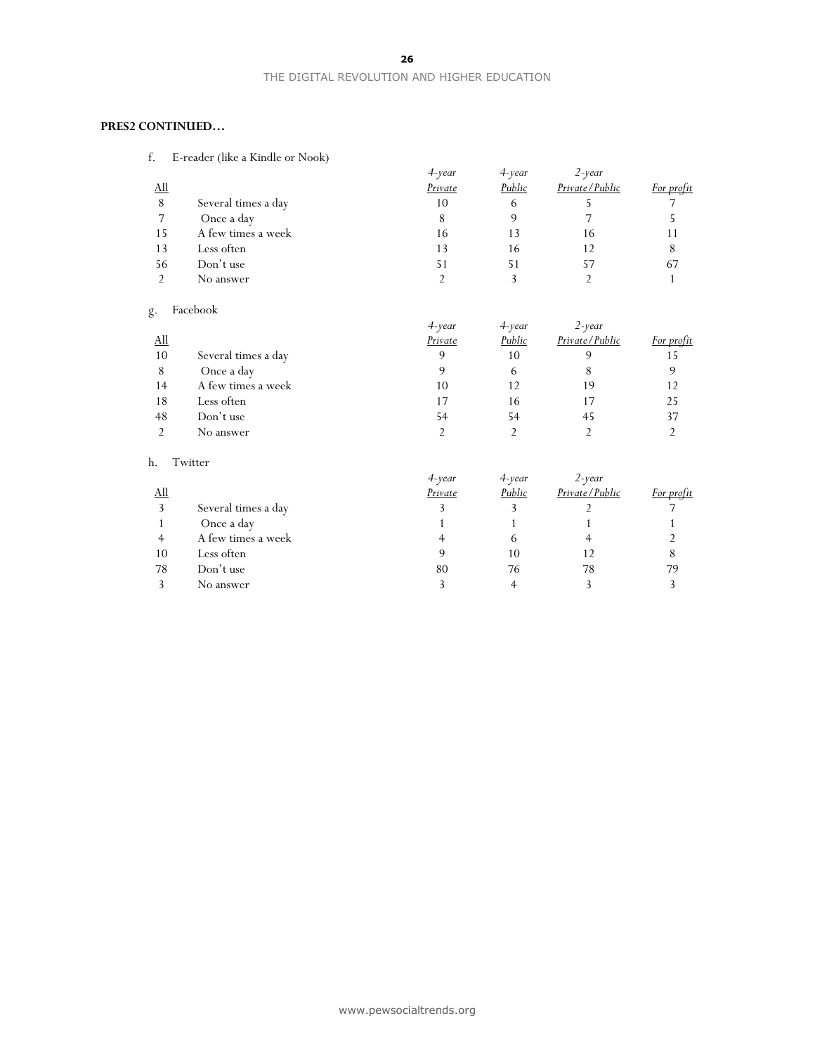**PRES2 CONTINUED…**

f. E-reader (like a Kindle or Nook)

| All | | 4-year Private | 4-year Public | 2-year Private/Public | For profit |
|---|---|---|---|---|---|
| 8 | Several times a day | 10 | 6 | 5 | 7 |
| 7 | Once a day | 8 | 9 | 7 | 5 |
| 15 | A few times a week | 16 | 13 | 16 | 11 |
| 13 | Less often | 13 | 16 | 12 | 8 |
| 56 | Don't use | 51 | 51 | 57 | 67 |
| 2 | No answer | 2 | 3 | 2 | 1 |

g. Facebook

| All | | 4-year Private | 4-year Public | 2-year Private/Public | For profit |
|---|---|---|---|---|---|
| 10 | Several times a day | 9 | 10 | 9 | 15 |
| 8 | Once a day | 9 | 6 | 8 | 9 |
| 14 | A few times a week | 10 | 12 | 19 | 12 |
| 18 | Less often | 17 | 16 | 17 | 25 |
| 48 | Don't use | 54 | 54 | 45 | 37 |
| 2 | No answer | 2 | 2 | 2 | 2 |

h. Twitter

| All | | 4-year Private | 4-year Public | 2-year Private/Public | For profit |
|---|---|---|---|---|---|
| 3 | Several times a day | 3 | 3 | 2 | 7 |
| 1 | Once a day | 1 | 1 | 1 | 1 |
| 4 | A few times a week | 4 | 6 | 4 | 2 |
| 10 | Less often | 9 | 10 | 12 | 8 |
| 78 | Don't use | 80 | 76 | 78 | 79 |
| 3 | No answer | 3 | 4 | 3 | 3 |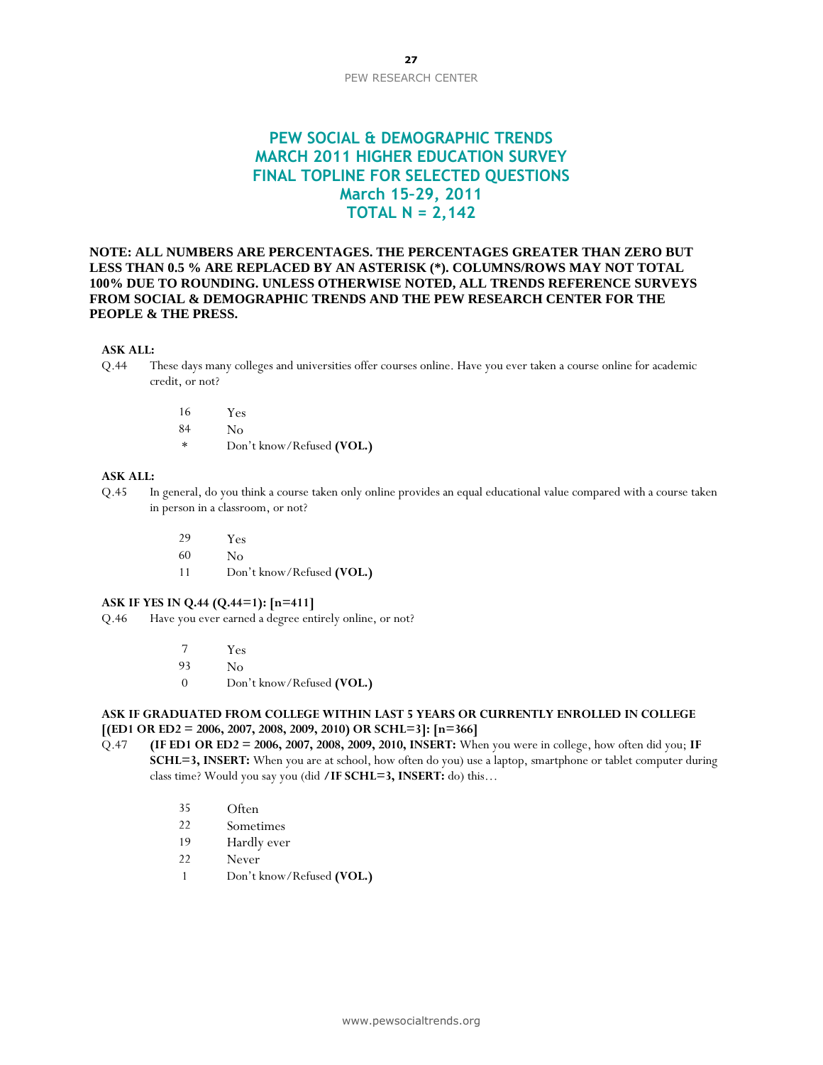# PEW SOCIAL & DEMOGRAPHIC TRENDS
# MARCH 2011 HIGHER EDUCATION SURVEY
# FINAL TOPLINE FOR SELECTED QUESTIONS
# March 15-29, 2011
# TOTAL N = 2,142

**NOTE: ALL NUMBERS ARE PERCENTAGES. THE PERCENTAGES GREATER THAN ZERO BUT LESS THAN 0.5 % ARE REPLACED BY AN ASTERISK (*). COLUMNS/ROWS MAY NOT TOTAL 100% DUE TO ROUNDING. UNLESS OTHERWISE NOTED, ALL TRENDS REFERENCE SURVEYS FROM SOCIAL & DEMOGRAPHIC TRENDS AND THE PEW RESEARCH CENTER FOR THE PEOPLE & THE PRESS.**

**ASK ALL:**

Q.44 These days many colleges and universities offer courses online. Have you ever taken a course online for academic credit, or not?

| | |
|---|---|
| 16 | Yes |
| 84 | No |
| * | Don't know/Refused **(VOL.)** |

**ASK ALL:**

Q.45 In general, do you think a course taken only online provides an equal educational value compared with a course taken in person in a classroom, or not?

| | |
|---|---|
| 29 | Yes |
| 60 | No |
| 11 | Don't know/Refused **(VOL.)** |

**ASK IF YES IN Q.44 (Q.44=1): [n=411]**

Q.46 Have you ever earned a degree entirely online, or not?

| | |
|---|---|
| 7 | Yes |
| 93 | No |
| 0 | Don't know/Refused **(VOL.)** |

**ASK IF GRADUATED FROM COLLEGE WITHIN LAST 5 YEARS OR CURRENTLY ENROLLED IN COLLEGE [(ED1 OR ED2 = 2006, 2007, 2008, 2009, 2010) OR SCHL=3]: [n=366]**

Q.47 **(IF ED1 OR ED2 = 2006, 2007, 2008, 2009, 2010, INSERT:** When you were in college, how often did you; **IF SCHL=3, INSERT:** When you are at school, how often do you) use a laptop, smartphone or tablet computer during class time? Would you say you (did **/IF SCHL=3, INSERT:** do) this…

| | |
|---|---|
| 35 | Often |
| 22 | Sometimes |
| 19 | Hardly ever |
| 22 | Never |
| 1 | Don't know/Refused **(VOL.)** |